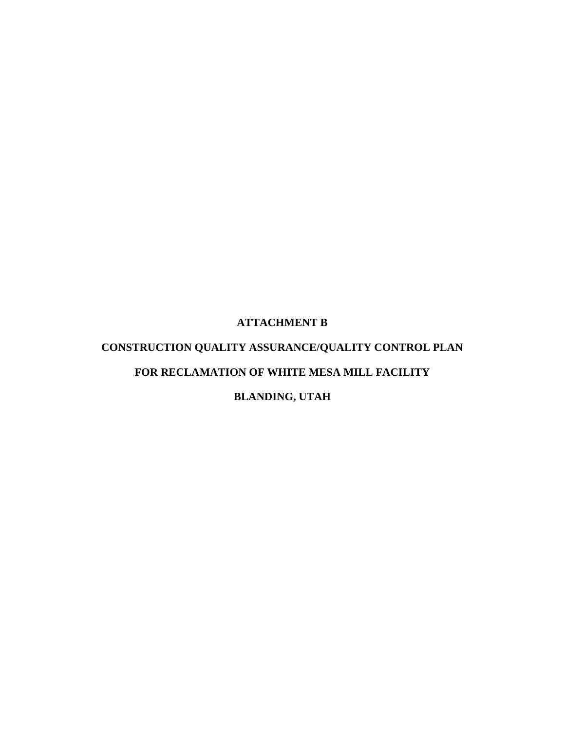# ATTACHMENT B

# CONSTRUCTION QUALITY ASSURANCE/QUALITY CONTROL PLAN

# FOR RECLAMATION OF WHITE MESA MILL FACILITY

# BLANDING, UTAH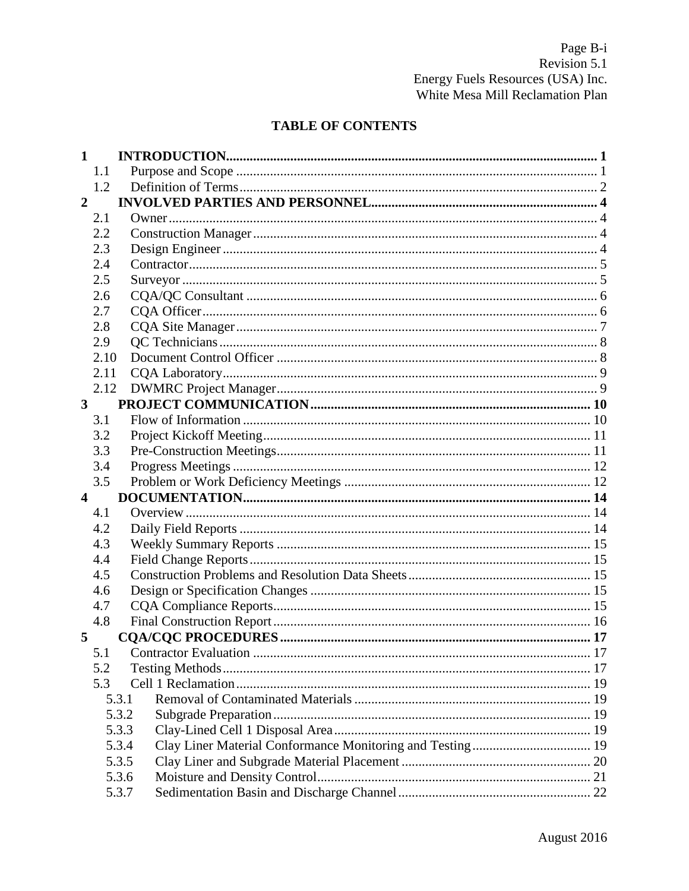## TABLE OF CONTENTS

| | | |
|---|---|---|
| **1** | **INTRODUCTION** | **1** |
| 1.1 | Purpose and Scope | 1 |
| 1.2 | Definition of Terms | 2 |
| **2** | **INVOLVED PARTIES AND PERSONNEL** | **4** |
| 2.1 | Owner | 4 |
| 2.2 | Construction Manager | 4 |
| 2.3 | Design Engineer | 4 |
| 2.4 | Contractor | 5 |
| 2.5 | Surveyor | 5 |
| 2.6 | CQA/QC Consultant | 6 |
| 2.7 | CQA Officer | 6 |
| 2.8 | CQA Site Manager | 7 |
| 2.9 | QC Technicians | 8 |
| 2.10 | Document Control Officer | 8 |
| 2.11 | CQA Laboratory | 9 |
| 2.12 | DWMRC Project Manager | 9 |
| **3** | **PROJECT COMMUNICATION** | **10** |
| 3.1 | Flow of Information | 10 |
| 3.2 | Project Kickoff Meeting | 11 |
| 3.3 | Pre-Construction Meetings | 11 |
| 3.4 | Progress Meetings | 12 |
| 3.5 | Problem or Work Deficiency Meetings | 12 |
| **4** | **DOCUMENTATION** | **14** |
| 4.1 | Overview | 14 |
| 4.2 | Daily Field Reports | 14 |
| 4.3 | Weekly Summary Reports | 15 |
| 4.4 | Field Change Reports | 15 |
| 4.5 | Construction Problems and Resolution Data Sheets | 15 |
| 4.6 | Design or Specification Changes | 15 |
| 4.7 | CQA Compliance Reports | 15 |
| 4.8 | Final Construction Report | 16 |
| **5** | **CQA/CQC PROCEDURES** | **17** |
| 5.1 | Contractor Evaluation | 17 |
| 5.2 | Testing Methods | 17 |
| 5.3 | Cell 1 Reclamation | 19 |
| 5.3.1 | Removal of Contaminated Materials | 19 |
| 5.3.2 | Subgrade Preparation | 19 |
| 5.3.3 | Clay-Lined Cell 1 Disposal Area | 19 |
| 5.3.4 | Clay Liner Material Conformance Monitoring and Testing | 19 |
| 5.3.5 | Clay Liner and Subgrade Material Placement | 20 |
| 5.3.6 | Moisture and Density Control | 21 |
| 5.3.7 | Sedimentation Basin and Discharge Channel | 22 |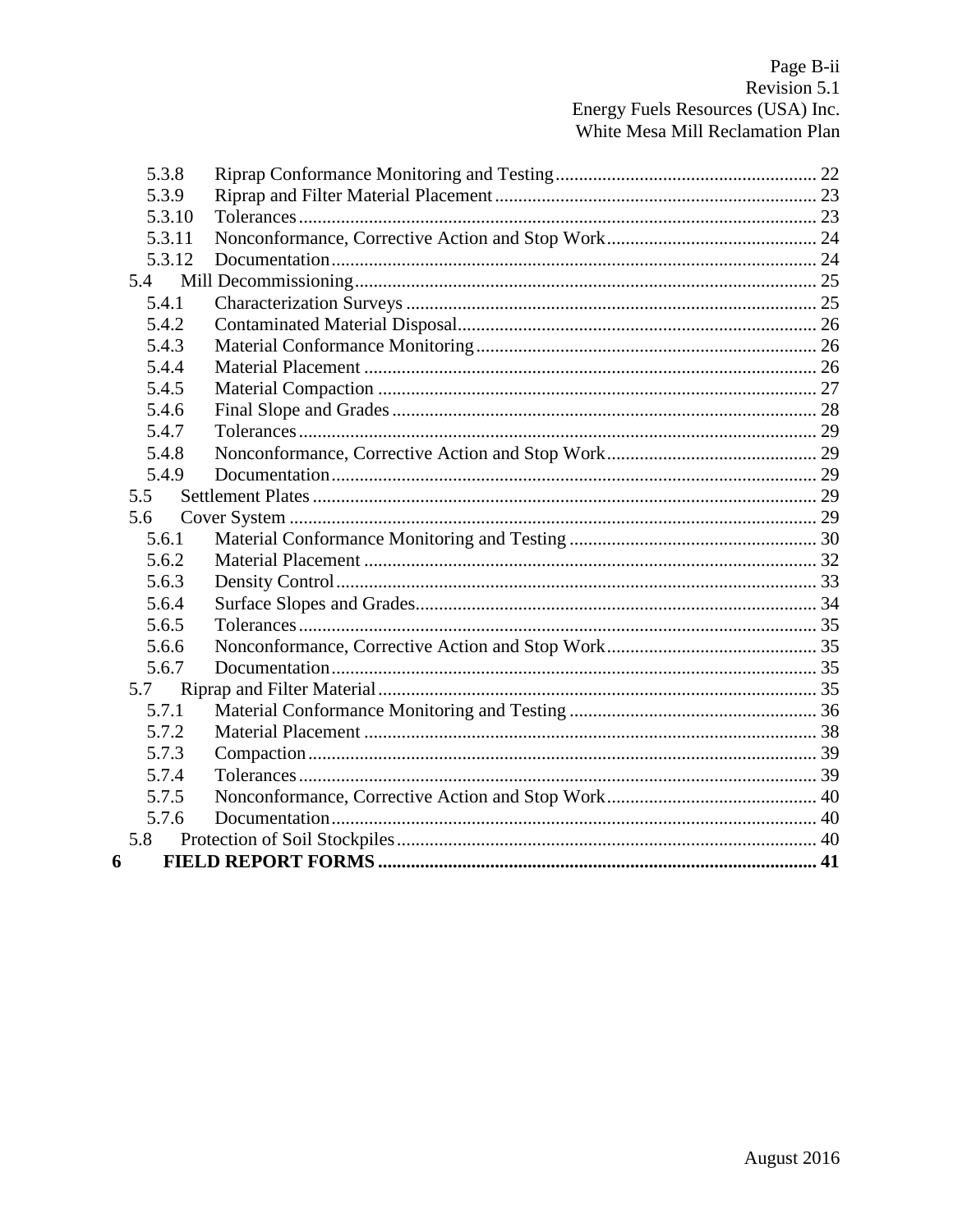| | | |
|---|---|---|
| 5.3.8 | Riprap Conformance Monitoring and Testing | 22 |
| 5.3.9 | Riprap and Filter Material Placement | 23 |
| 5.3.10 | Tolerances | 23 |
| 5.3.11 | Nonconformance, Corrective Action and Stop Work | 24 |
| 5.3.12 | Documentation | 24 |
| 5.4 | Mill Decommissioning | 25 |
| 5.4.1 | Characterization Surveys | 25 |
| 5.4.2 | Contaminated Material Disposal | 26 |
| 5.4.3 | Material Conformance Monitoring | 26 |
| 5.4.4 | Material Placement | 26 |
| 5.4.5 | Material Compaction | 27 |
| 5.4.6 | Final Slope and Grades | 28 |
| 5.4.7 | Tolerances | 29 |
| 5.4.8 | Nonconformance, Corrective Action and Stop Work | 29 |
| 5.4.9 | Documentation | 29 |
| 5.5 | Settlement Plates | 29 |
| 5.6 | Cover System | 29 |
| 5.6.1 | Material Conformance Monitoring and Testing | 30 |
| 5.6.2 | Material Placement | 32 |
| 5.6.3 | Density Control | 33 |
| 5.6.4 | Surface Slopes and Grades | 34 |
| 5.6.5 | Tolerances | 35 |
| 5.6.6 | Nonconformance, Corrective Action and Stop Work | 35 |
| 5.6.7 | Documentation | 35 |
| 5.7 | Riprap and Filter Material | 35 |
| 5.7.1 | Material Conformance Monitoring and Testing | 36 |
| 5.7.2 | Material Placement | 38 |
| 5.7.3 | Compaction | 39 |
| 5.7.4 | Tolerances | 39 |
| 5.7.5 | Nonconformance, Corrective Action and Stop Work | 40 |
| 5.7.6 | Documentation | 40 |
| 5.8 | Protection of Soil Stockpiles | 40 |
| **6** | **FIELD REPORT FORMS** | **41** |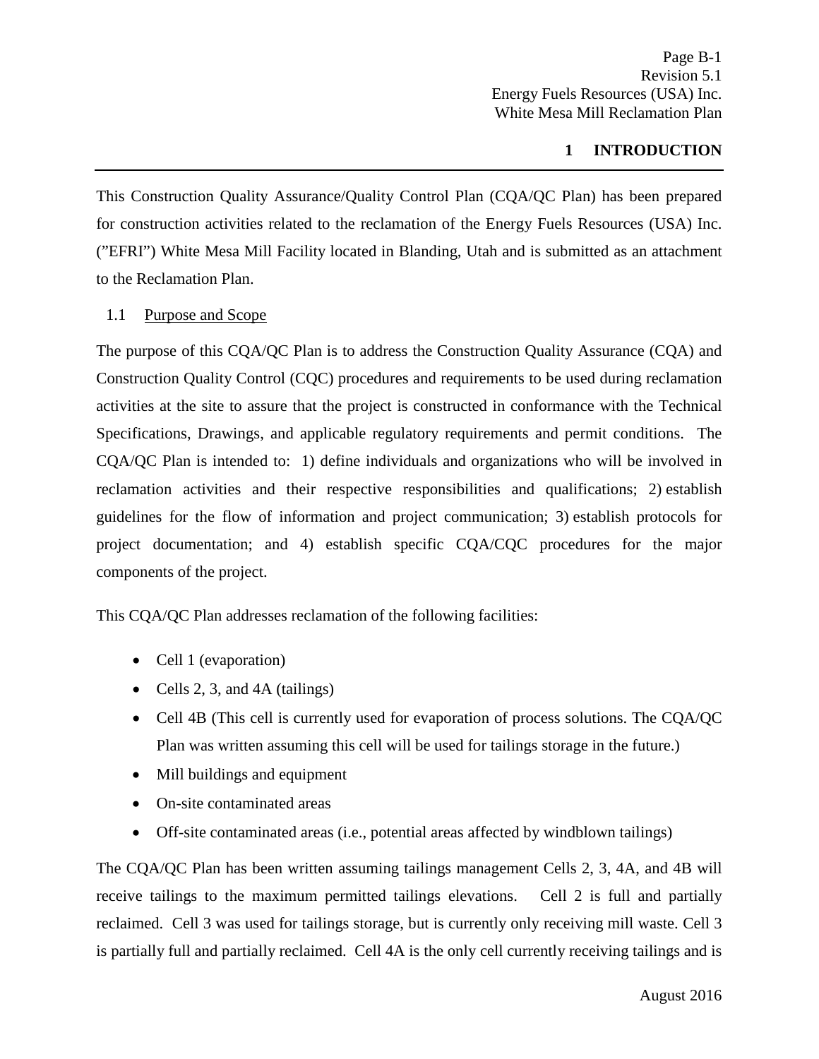# 1 INTRODUCTION

This Construction Quality Assurance/Quality Control Plan (CQA/QC Plan) has been prepared for construction activities related to the reclamation of the Energy Fuels Resources (USA) Inc. (”EFRI”) White Mesa Mill Facility located in Blanding, Utah and is submitted as an attachment to the Reclamation Plan.

## 1.1 Purpose and Scope

The purpose of this CQA/QC Plan is to address the Construction Quality Assurance (CQA) and Construction Quality Control (CQC) procedures and requirements to be used during reclamation activities at the site to assure that the project is constructed in conformance with the Technical Specifications, Drawings, and applicable regulatory requirements and permit conditions. The CQA/QC Plan is intended to: 1) define individuals and organizations who will be involved in reclamation activities and their respective responsibilities and qualifications; 2) establish guidelines for the flow of information and project communication; 3) establish protocols for project documentation; and 4) establish specific CQA/CQC procedures for the major components of the project.

This CQA/QC Plan addresses reclamation of the following facilities:

- Cell 1 (evaporation)
- Cells 2, 3, and 4A (tailings)
- Cell 4B (This cell is currently used for evaporation of process solutions. The CQA/QC Plan was written assuming this cell will be used for tailings storage in the future.)
- Mill buildings and equipment
- On-site contaminated areas
- Off-site contaminated areas (i.e., potential areas affected by windblown tailings)

The CQA/QC Plan has been written assuming tailings management Cells 2, 3, 4A, and 4B will receive tailings to the maximum permitted tailings elevations. Cell 2 is full and partially reclaimed. Cell 3 was used for tailings storage, but is currently only receiving mill waste. Cell 3 is partially full and partially reclaimed. Cell 4A is the only cell currently receiving tailings and is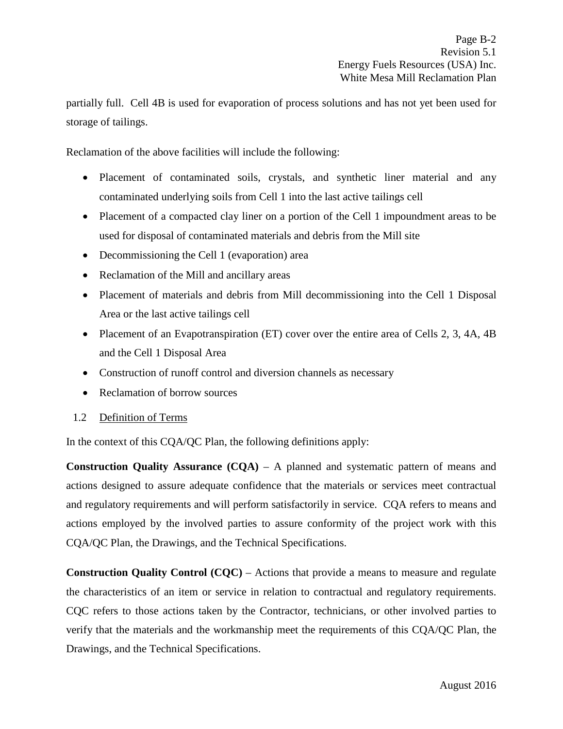partially full. Cell 4B is used for evaporation of process solutions and has not yet been used for storage of tailings.

Reclamation of the above facilities will include the following:

- Placement of contaminated soils, crystals, and synthetic liner material and any contaminated underlying soils from Cell 1 into the last active tailings cell
- Placement of a compacted clay liner on a portion of the Cell 1 impoundment areas to be used for disposal of contaminated materials and debris from the Mill site
- Decommissioning the Cell 1 (evaporation) area
- Reclamation of the Mill and ancillary areas
- Placement of materials and debris from Mill decommissioning into the Cell 1 Disposal Area or the last active tailings cell
- Placement of an Evapotranspiration (ET) cover over the entire area of Cells 2, 3, 4A, 4B and the Cell 1 Disposal Area
- Construction of runoff control and diversion channels as necessary
- Reclamation of borrow sources

## 1.2 Definition of Terms

In the context of this CQA/QC Plan, the following definitions apply:

**Construction Quality Assurance (CQA)** – A planned and systematic pattern of means and actions designed to assure adequate confidence that the materials or services meet contractual and regulatory requirements and will perform satisfactorily in service. CQA refers to means and actions employed by the involved parties to assure conformity of the project work with this CQA/QC Plan, the Drawings, and the Technical Specifications.

**Construction Quality Control (CQC)** – Actions that provide a means to measure and regulate the characteristics of an item or service in relation to contractual and regulatory requirements. CQC refers to those actions taken by the Contractor, technicians, or other involved parties to verify that the materials and the workmanship meet the requirements of this CQA/QC Plan, the Drawings, and the Technical Specifications.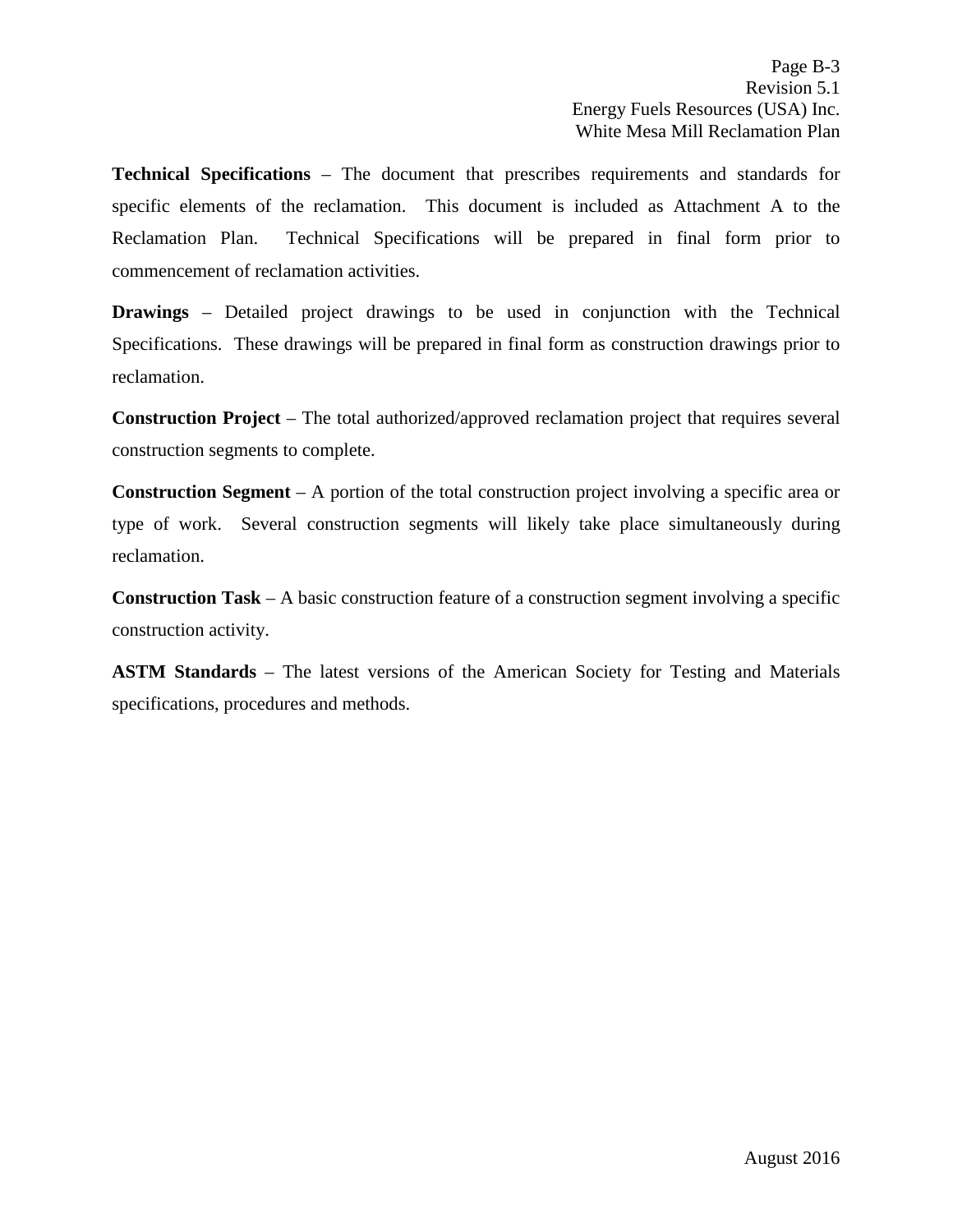**Technical Specifications** – The document that prescribes requirements and standards for specific elements of the reclamation. This document is included as Attachment A to the Reclamation Plan. Technical Specifications will be prepared in final form prior to commencement of reclamation activities.

**Drawings** – Detailed project drawings to be used in conjunction with the Technical Specifications. These drawings will be prepared in final form as construction drawings prior to reclamation.

**Construction Project** – The total authorized/approved reclamation project that requires several construction segments to complete.

**Construction Segment** – A portion of the total construction project involving a specific area or type of work. Several construction segments will likely take place simultaneously during reclamation.

**Construction Task** – A basic construction feature of a construction segment involving a specific construction activity.

**ASTM Standards** – The latest versions of the American Society for Testing and Materials specifications, procedures and methods.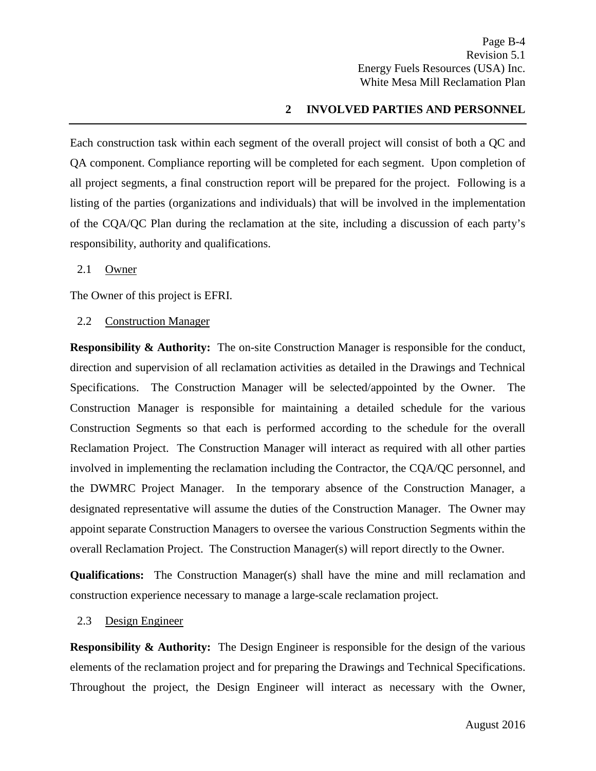## 2 INVOLVED PARTIES AND PERSONNEL

Each construction task within each segment of the overall project will consist of both a QC and QA component. Compliance reporting will be completed for each segment. Upon completion of all project segments, a final construction report will be prepared for the project. Following is a listing of the parties (organizations and individuals) that will be involved in the implementation of the CQA/QC Plan during the reclamation at the site, including a discussion of each party's responsibility, authority and qualifications.

### 2.1 Owner

The Owner of this project is EFRI.

### 2.2 Construction Manager

**Responsibility & Authority:** The on-site Construction Manager is responsible for the conduct, direction and supervision of all reclamation activities as detailed in the Drawings and Technical Specifications. The Construction Manager will be selected/appointed by the Owner. The Construction Manager is responsible for maintaining a detailed schedule for the various Construction Segments so that each is performed according to the schedule for the overall Reclamation Project. The Construction Manager will interact as required with all other parties involved in implementing the reclamation including the Contractor, the CQA/QC personnel, and the DWMRC Project Manager. In the temporary absence of the Construction Manager, a designated representative will assume the duties of the Construction Manager. The Owner may appoint separate Construction Managers to oversee the various Construction Segments within the overall Reclamation Project. The Construction Manager(s) will report directly to the Owner.

**Qualifications:** The Construction Manager(s) shall have the mine and mill reclamation and construction experience necessary to manage a large-scale reclamation project.

### 2.3 Design Engineer

**Responsibility & Authority:** The Design Engineer is responsible for the design of the various elements of the reclamation project and for preparing the Drawings and Technical Specifications. Throughout the project, the Design Engineer will interact as necessary with the Owner,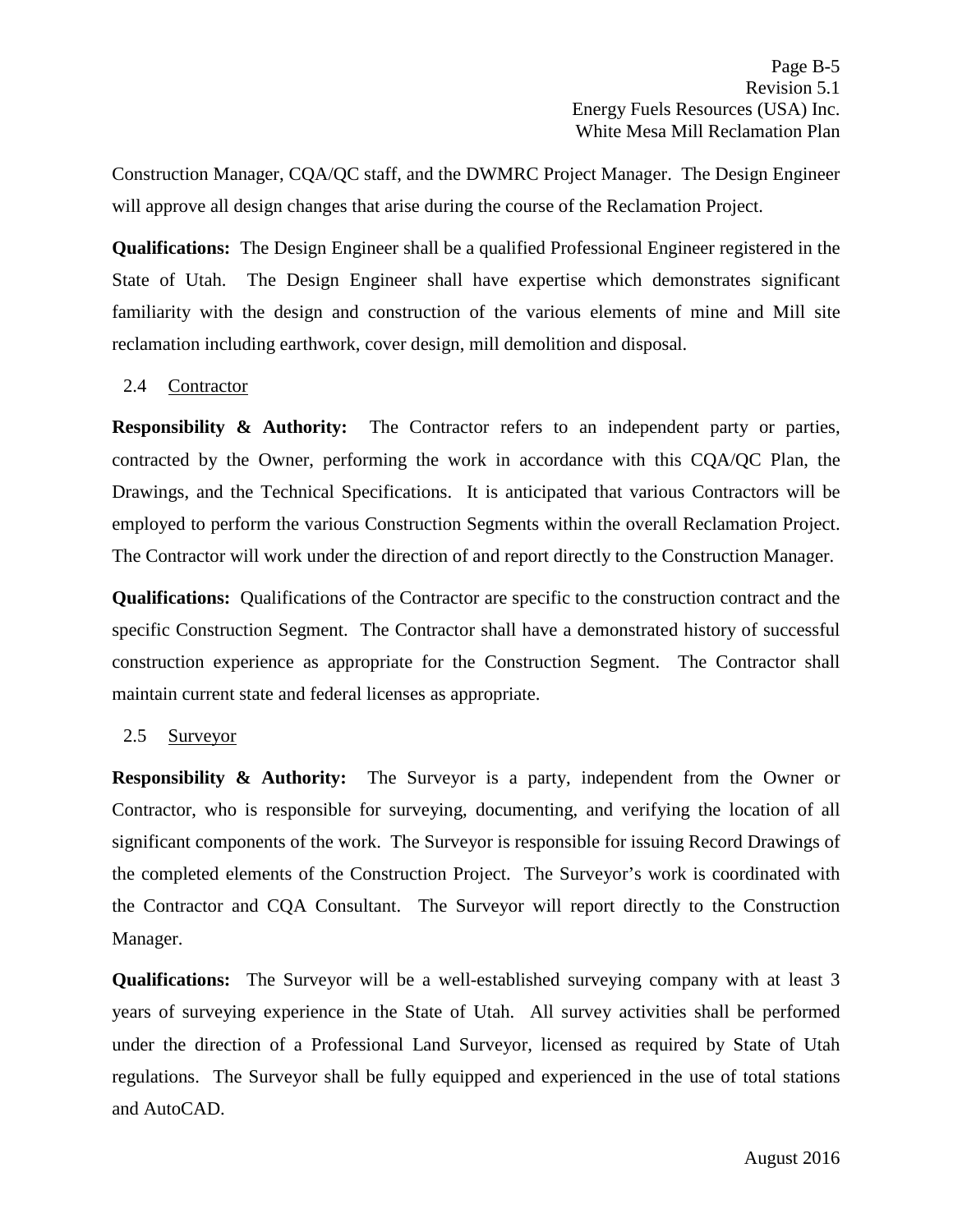Construction Manager, CQA/QC staff, and the DWMRC Project Manager. The Design Engineer will approve all design changes that arise during the course of the Reclamation Project.

**Qualifications:** The Design Engineer shall be a qualified Professional Engineer registered in the State of Utah. The Design Engineer shall have expertise which demonstrates significant familiarity with the design and construction of the various elements of mine and Mill site reclamation including earthwork, cover design, mill demolition and disposal.

### 2.4 Contractor

**Responsibility & Authority:** The Contractor refers to an independent party or parties, contracted by the Owner, performing the work in accordance with this CQA/QC Plan, the Drawings, and the Technical Specifications. It is anticipated that various Contractors will be employed to perform the various Construction Segments within the overall Reclamation Project. The Contractor will work under the direction of and report directly to the Construction Manager.

**Qualifications:** Qualifications of the Contractor are specific to the construction contract and the specific Construction Segment. The Contractor shall have a demonstrated history of successful construction experience as appropriate for the Construction Segment. The Contractor shall maintain current state and federal licenses as appropriate.

### 2.5 Surveyor

**Responsibility & Authority:** The Surveyor is a party, independent from the Owner or Contractor, who is responsible for surveying, documenting, and verifying the location of all significant components of the work. The Surveyor is responsible for issuing Record Drawings of the completed elements of the Construction Project. The Surveyor's work is coordinated with the Contractor and CQA Consultant. The Surveyor will report directly to the Construction Manager.

**Qualifications:** The Surveyor will be a well-established surveying company with at least 3 years of surveying experience in the State of Utah. All survey activities shall be performed under the direction of a Professional Land Surveyor, licensed as required by State of Utah regulations. The Surveyor shall be fully equipped and experienced in the use of total stations and AutoCAD.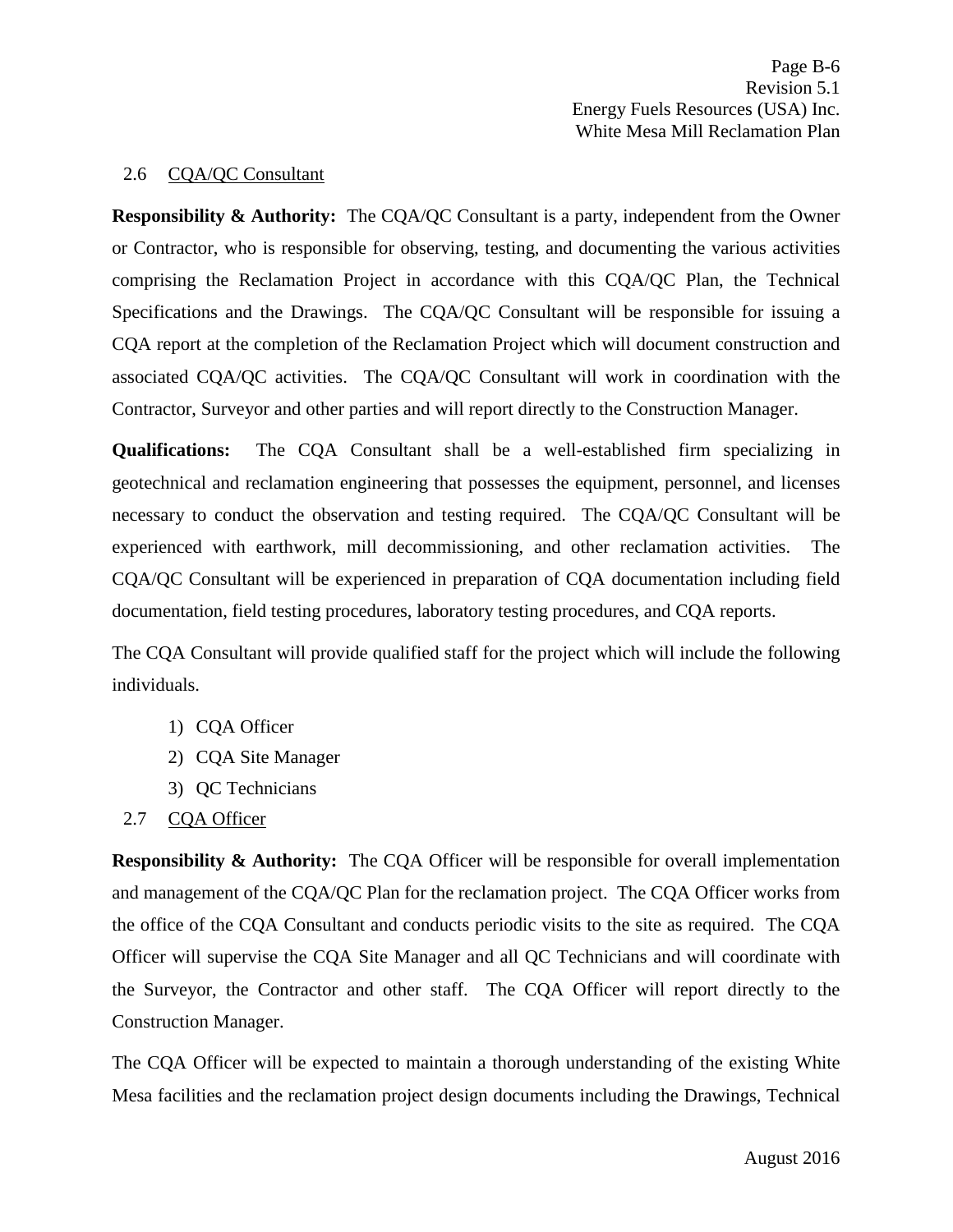## 2.6 CQA/QC Consultant

**Responsibility & Authority:** The CQA/QC Consultant is a party, independent from the Owner or Contractor, who is responsible for observing, testing, and documenting the various activities comprising the Reclamation Project in accordance with this CQA/QC Plan, the Technical Specifications and the Drawings. The CQA/QC Consultant will be responsible for issuing a CQA report at the completion of the Reclamation Project which will document construction and associated CQA/QC activities. The CQA/QC Consultant will work in coordination with the Contractor, Surveyor and other parties and will report directly to the Construction Manager.

**Qualifications:** The CQA Consultant shall be a well-established firm specializing in geotechnical and reclamation engineering that possesses the equipment, personnel, and licenses necessary to conduct the observation and testing required. The CQA/QC Consultant will be experienced with earthwork, mill decommissioning, and other reclamation activities. The CQA/QC Consultant will be experienced in preparation of CQA documentation including field documentation, field testing procedures, laboratory testing procedures, and CQA reports.

The CQA Consultant will provide qualified staff for the project which will include the following individuals.

1) CQA Officer
2) CQA Site Manager
3) QC Technicians

## 2.7 CQA Officer

**Responsibility & Authority:** The CQA Officer will be responsible for overall implementation and management of the CQA/QC Plan for the reclamation project. The CQA Officer works from the office of the CQA Consultant and conducts periodic visits to the site as required. The CQA Officer will supervise the CQA Site Manager and all QC Technicians and will coordinate with the Surveyor, the Contractor and other staff. The CQA Officer will report directly to the Construction Manager.

The CQA Officer will be expected to maintain a thorough understanding of the existing White Mesa facilities and the reclamation project design documents including the Drawings, Technical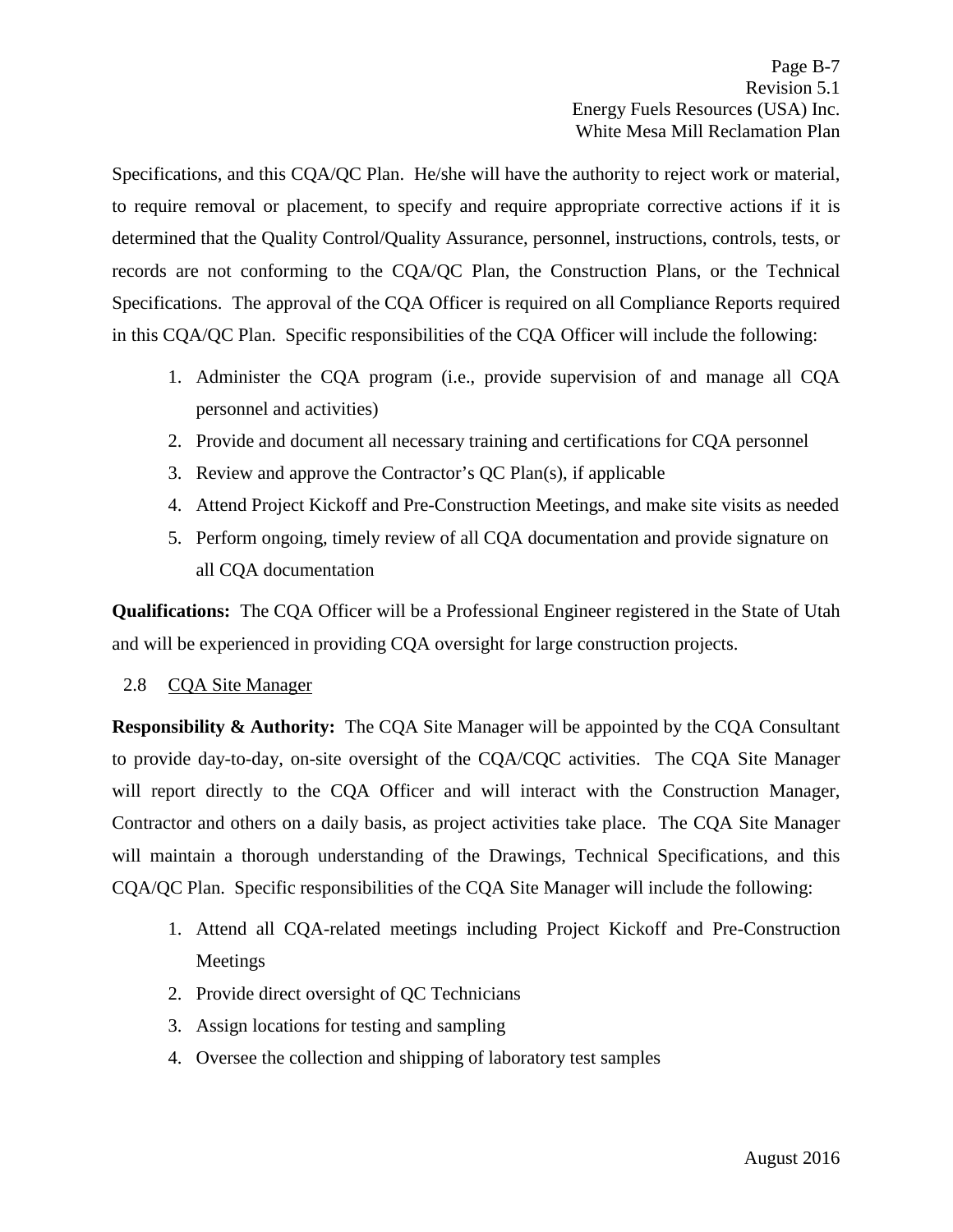Specifications, and this CQA/QC Plan. He/she will have the authority to reject work or material, to require removal or placement, to specify and require appropriate corrective actions if it is determined that the Quality Control/Quality Assurance, personnel, instructions, controls, tests, or records are not conforming to the CQA/QC Plan, the Construction Plans, or the Technical Specifications. The approval of the CQA Officer is required on all Compliance Reports required in this CQA/QC Plan. Specific responsibilities of the CQA Officer will include the following:

1. Administer the CQA program (i.e., provide supervision of and manage all CQA personnel and activities)
2. Provide and document all necessary training and certifications for CQA personnel
3. Review and approve the Contractor's QC Plan(s), if applicable
4. Attend Project Kickoff and Pre-Construction Meetings, and make site visits as needed
5. Perform ongoing, timely review of all CQA documentation and provide signature on all CQA documentation

**Qualifications:** The CQA Officer will be a Professional Engineer registered in the State of Utah and will be experienced in providing CQA oversight for large construction projects.

## 2.8 CQA Site Manager

**Responsibility & Authority:** The CQA Site Manager will be appointed by the CQA Consultant to provide day-to-day, on-site oversight of the CQA/CQC activities. The CQA Site Manager will report directly to the CQA Officer and will interact with the Construction Manager, Contractor and others on a daily basis, as project activities take place. The CQA Site Manager will maintain a thorough understanding of the Drawings, Technical Specifications, and this CQA/QC Plan. Specific responsibilities of the CQA Site Manager will include the following:

1. Attend all CQA-related meetings including Project Kickoff and Pre-Construction Meetings
2. Provide direct oversight of QC Technicians
3. Assign locations for testing and sampling
4. Oversee the collection and shipping of laboratory test samples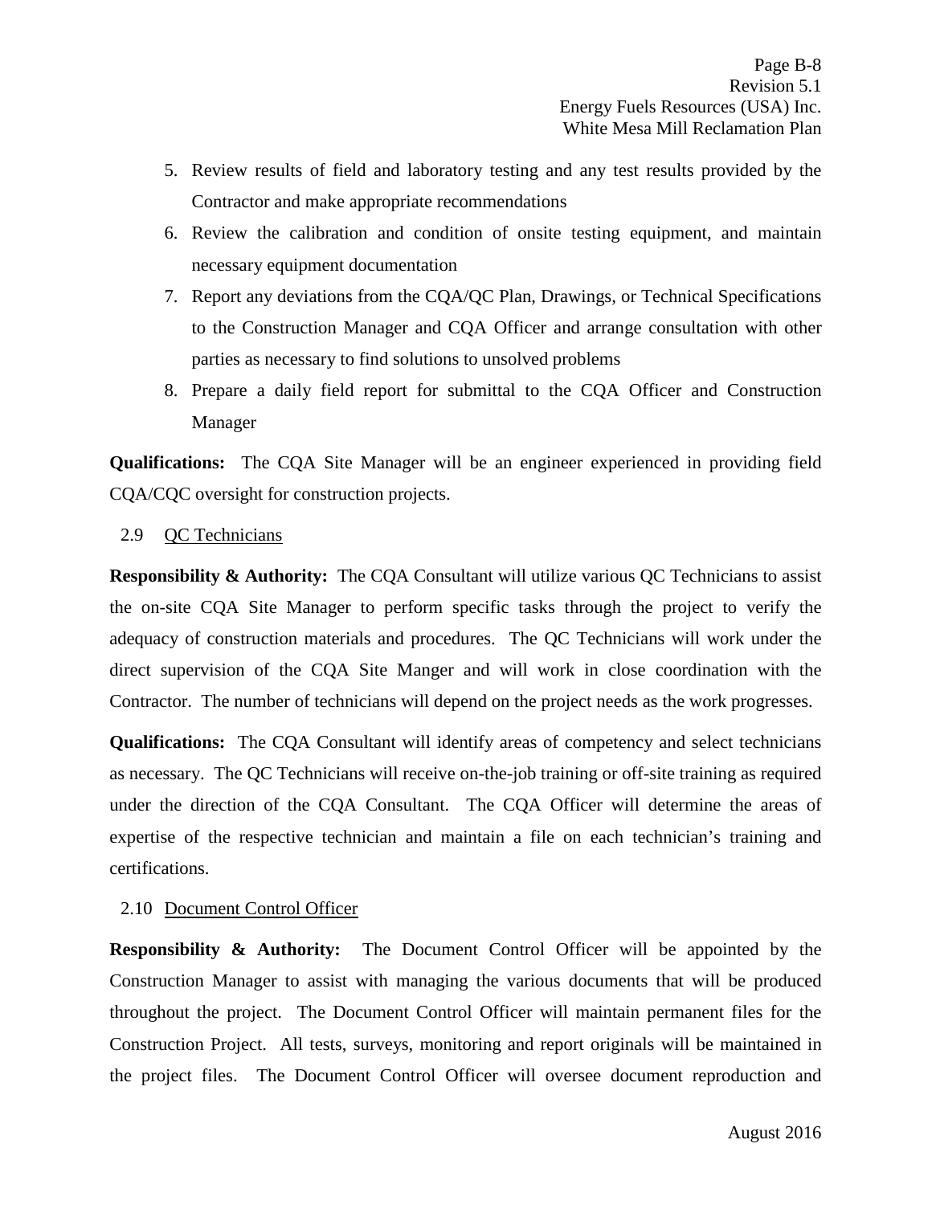5. Review results of field and laboratory testing and any test results provided by the Contractor and make appropriate recommendations
6. Review the calibration and condition of onsite testing equipment, and maintain necessary equipment documentation
7. Report any deviations from the CQA/QC Plan, Drawings, or Technical Specifications to the Construction Manager and CQA Officer and arrange consultation with other parties as necessary to find solutions to unsolved problems
8. Prepare a daily field report for submittal to the CQA Officer and Construction Manager

**Qualifications:** The CQA Site Manager will be an engineer experienced in providing field CQA/CQC oversight for construction projects.

### 2.9 QC Technicians

**Responsibility & Authority:** The CQA Consultant will utilize various QC Technicians to assist the on-site CQA Site Manager to perform specific tasks through the project to verify the adequacy of construction materials and procedures. The QC Technicians will work under the direct supervision of the CQA Site Manger and will work in close coordination with the Contractor. The number of technicians will depend on the project needs as the work progresses.

**Qualifications:** The CQA Consultant will identify areas of competency and select technicians as necessary. The QC Technicians will receive on-the-job training or off-site training as required under the direction of the CQA Consultant. The CQA Officer will determine the areas of expertise of the respective technician and maintain a file on each technician's training and certifications.

### 2.10 Document Control Officer

**Responsibility & Authority:** The Document Control Officer will be appointed by the Construction Manager to assist with managing the various documents that will be produced throughout the project. The Document Control Officer will maintain permanent files for the Construction Project. All tests, surveys, monitoring and report originals will be maintained in the project files. The Document Control Officer will oversee document reproduction and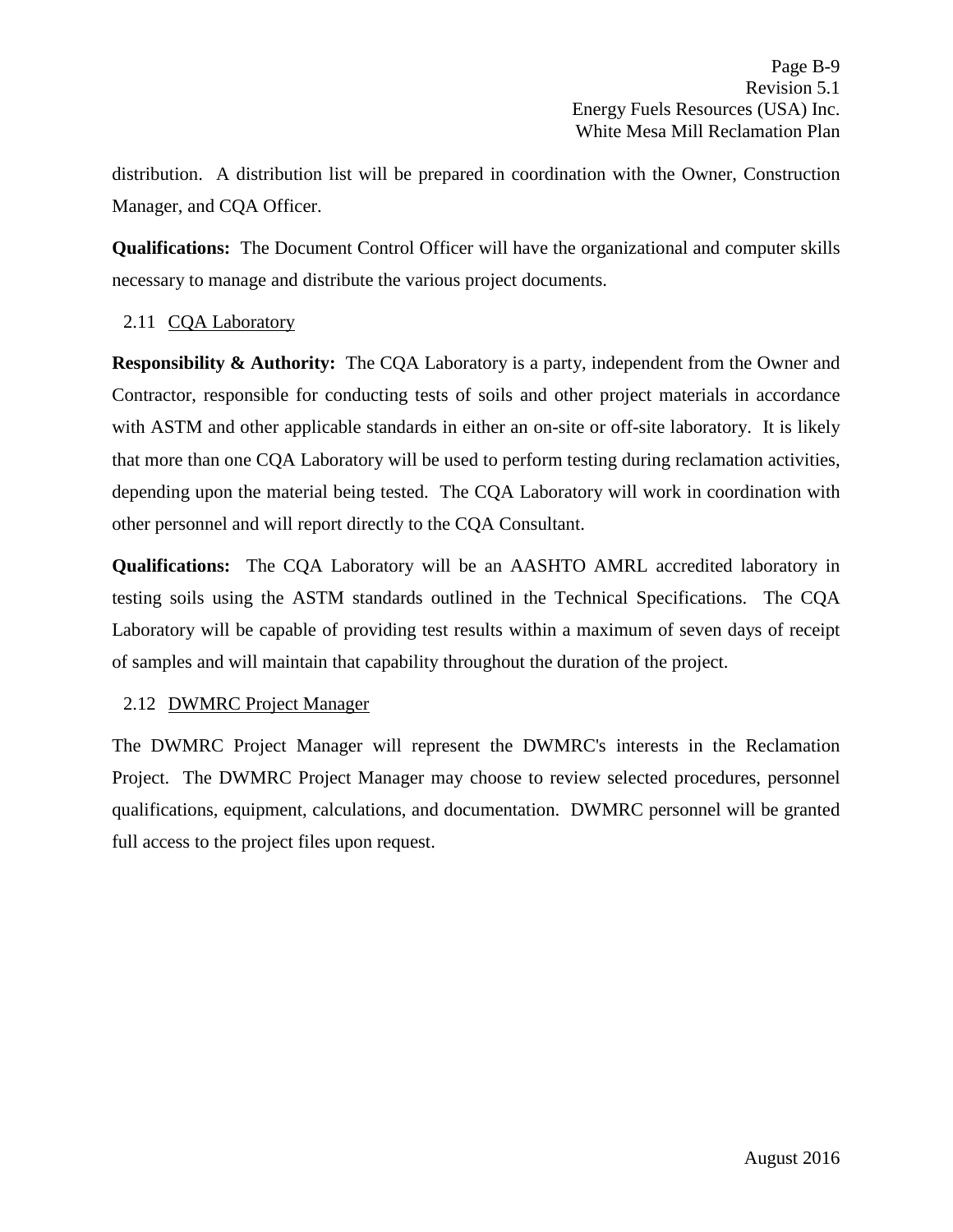distribution. A distribution list will be prepared in coordination with the Owner, Construction Manager, and CQA Officer.

**Qualifications:** The Document Control Officer will have the organizational and computer skills necessary to manage and distribute the various project documents.

### 2.11 CQA Laboratory

**Responsibility & Authority:** The CQA Laboratory is a party, independent from the Owner and Contractor, responsible for conducting tests of soils and other project materials in accordance with ASTM and other applicable standards in either an on-site or off-site laboratory. It is likely that more than one CQA Laboratory will be used to perform testing during reclamation activities, depending upon the material being tested. The CQA Laboratory will work in coordination with other personnel and will report directly to the CQA Consultant.

**Qualifications:** The CQA Laboratory will be an AASHTO AMRL accredited laboratory in testing soils using the ASTM standards outlined in the Technical Specifications. The CQA Laboratory will be capable of providing test results within a maximum of seven days of receipt of samples and will maintain that capability throughout the duration of the project.

### 2.12 DWMRC Project Manager

The DWMRC Project Manager will represent the DWMRC's interests in the Reclamation Project. The DWMRC Project Manager may choose to review selected procedures, personnel qualifications, equipment, calculations, and documentation. DWMRC personnel will be granted full access to the project files upon request.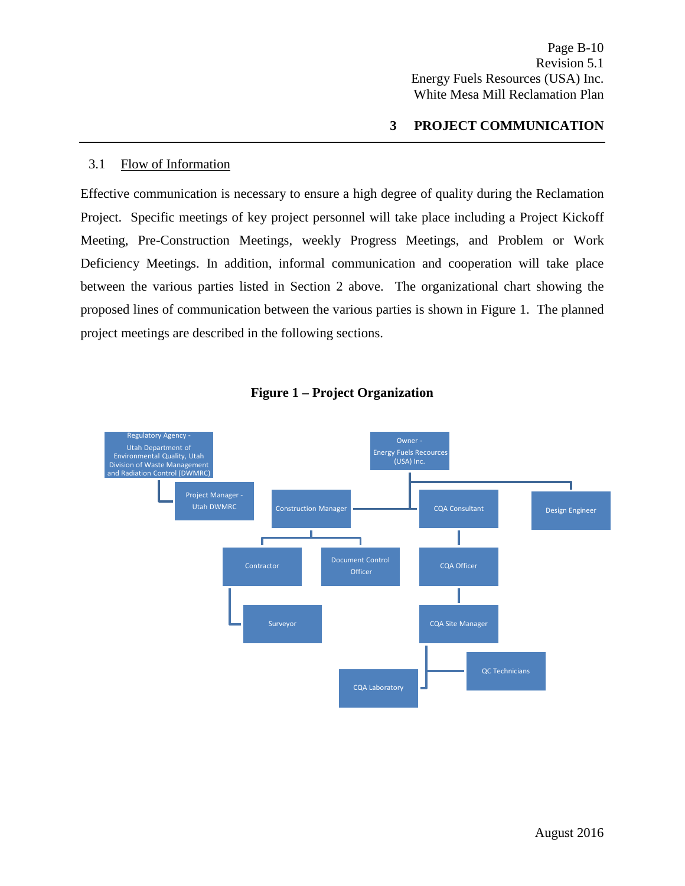## 3 PROJECT COMMUNICATION

### 3.1 Flow of Information

Effective communication is necessary to ensure a high degree of quality during the Reclamation Project. Specific meetings of key project personnel will take place including a Project Kickoff Meeting, Pre-Construction Meetings, weekly Progress Meetings, and Problem or Work Deficiency Meetings. In addition, informal communication and cooperation will take place between the various parties listed in Section 2 above. The organizational chart showing the proposed lines of communication between the various parties is shown in Figure 1. The planned project meetings are described in the following sections.

**Figure 1 – Project Organization**

Regulatory Agency - Utah Department of Environmental Quality, Utah Division of Waste Management and Radiation Control (DWMRC)

Project Manager - Utah DWMRC

Owner - Energy Fuels Recources (USA) Inc.

Construction Manager

CQA Consultant

Design Engineer

Contractor

Document Control Officer

CQA Officer

Surveyor

CQA Site Manager

QC Technicians

CQA Laboratory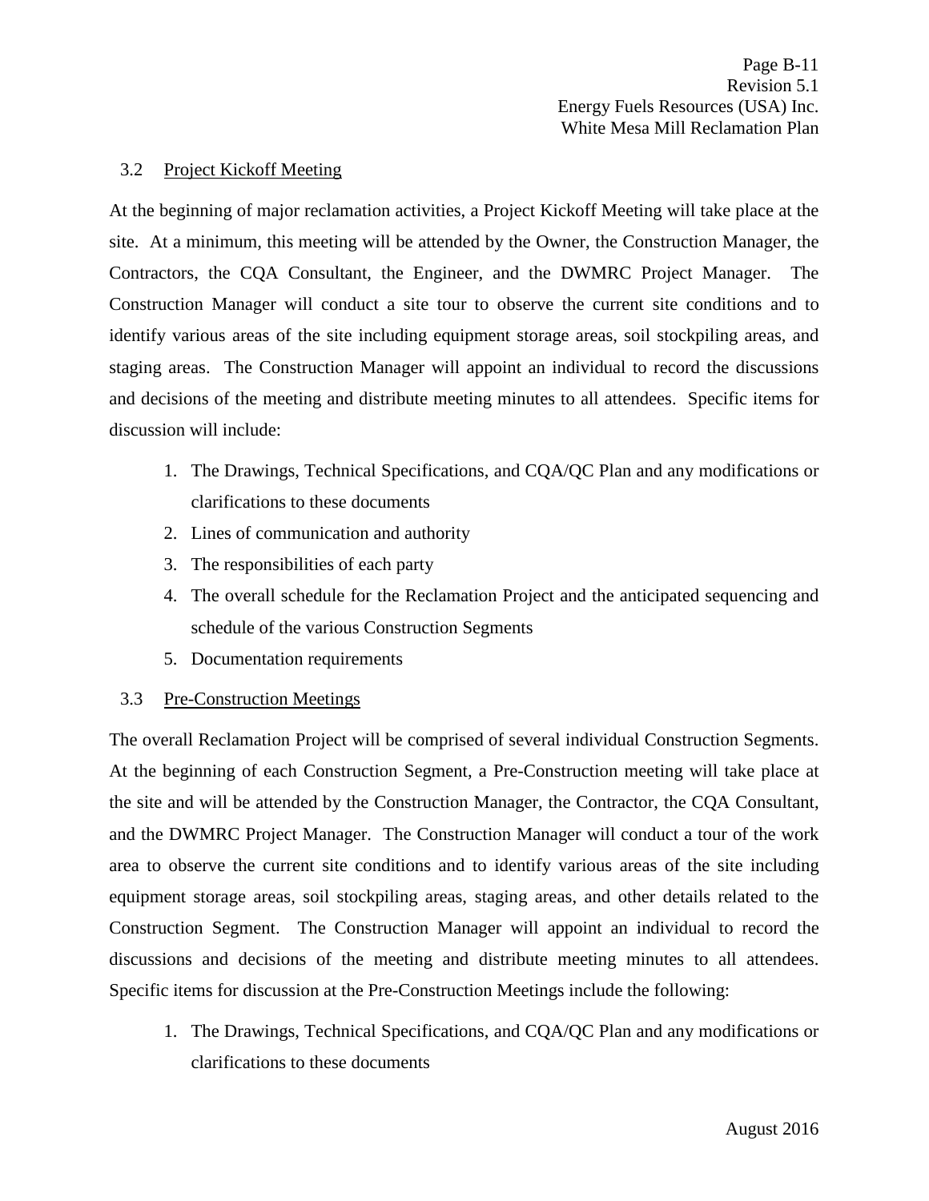### 3.2 Project Kickoff Meeting

At the beginning of major reclamation activities, a Project Kickoff Meeting will take place at the site. At a minimum, this meeting will be attended by the Owner, the Construction Manager, the Contractors, the CQA Consultant, the Engineer, and the DWMRC Project Manager. The Construction Manager will conduct a site tour to observe the current site conditions and to identify various areas of the site including equipment storage areas, soil stockpiling areas, and staging areas. The Construction Manager will appoint an individual to record the discussions and decisions of the meeting and distribute meeting minutes to all attendees. Specific items for discussion will include:

1. The Drawings, Technical Specifications, and CQA/QC Plan and any modifications or clarifications to these documents
2. Lines of communication and authority
3. The responsibilities of each party
4. The overall schedule for the Reclamation Project and the anticipated sequencing and schedule of the various Construction Segments
5. Documentation requirements

### 3.3 Pre-Construction Meetings

The overall Reclamation Project will be comprised of several individual Construction Segments. At the beginning of each Construction Segment, a Pre-Construction meeting will take place at the site and will be attended by the Construction Manager, the Contractor, the CQA Consultant, and the DWMRC Project Manager. The Construction Manager will conduct a tour of the work area to observe the current site conditions and to identify various areas of the site including equipment storage areas, soil stockpiling areas, staging areas, and other details related to the Construction Segment. The Construction Manager will appoint an individual to record the discussions and decisions of the meeting and distribute meeting minutes to all attendees. Specific items for discussion at the Pre-Construction Meetings include the following:

1. The Drawings, Technical Specifications, and CQA/QC Plan and any modifications or clarifications to these documents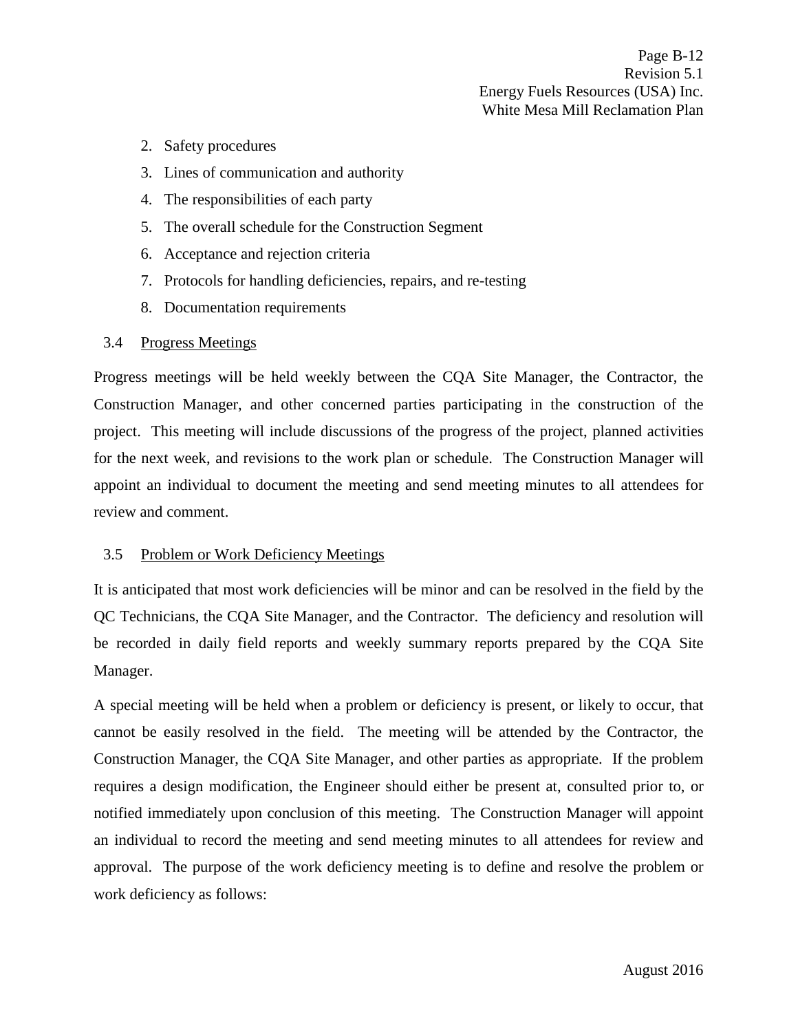2. Safety procedures
3. Lines of communication and authority
4. The responsibilities of each party
5. The overall schedule for the Construction Segment
6. Acceptance and rejection criteria
7. Protocols for handling deficiencies, repairs, and re-testing
8. Documentation requirements

### 3.4 Progress Meetings

Progress meetings will be held weekly between the CQA Site Manager, the Contractor, the Construction Manager, and other concerned parties participating in the construction of the project. This meeting will include discussions of the progress of the project, planned activities for the next week, and revisions to the work plan or schedule. The Construction Manager will appoint an individual to document the meeting and send meeting minutes to all attendees for review and comment.

### 3.5 Problem or Work Deficiency Meetings

It is anticipated that most work deficiencies will be minor and can be resolved in the field by the QC Technicians, the CQA Site Manager, and the Contractor. The deficiency and resolution will be recorded in daily field reports and weekly summary reports prepared by the CQA Site Manager.

A special meeting will be held when a problem or deficiency is present, or likely to occur, that cannot be easily resolved in the field. The meeting will be attended by the Contractor, the Construction Manager, the CQA Site Manager, and other parties as appropriate. If the problem requires a design modification, the Engineer should either be present at, consulted prior to, or notified immediately upon conclusion of this meeting. The Construction Manager will appoint an individual to record the meeting and send meeting minutes to all attendees for review and approval. The purpose of the work deficiency meeting is to define and resolve the problem or work deficiency as follows: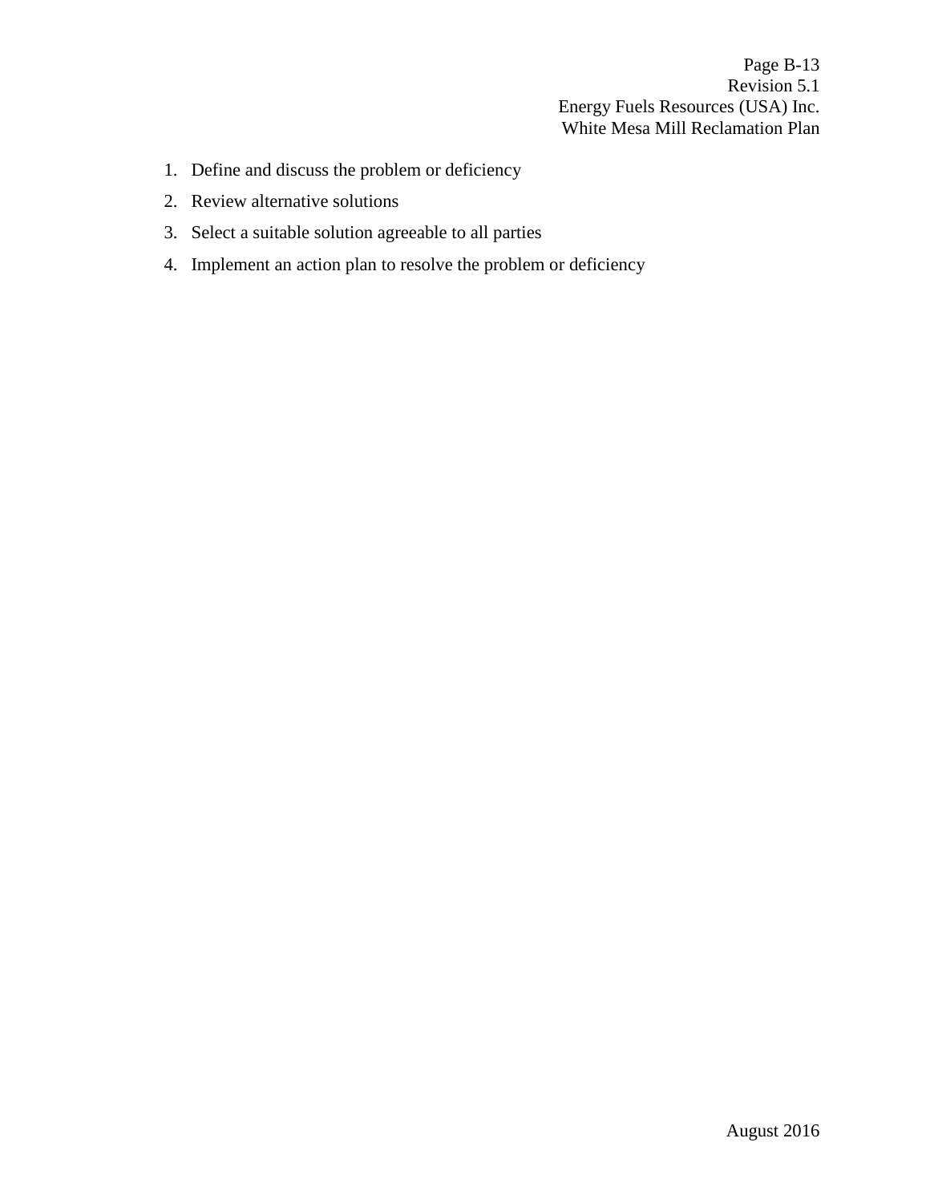1. Define and discuss the problem or deficiency
2. Review alternative solutions
3. Select a suitable solution agreeable to all parties
4. Implement an action plan to resolve the problem or deficiency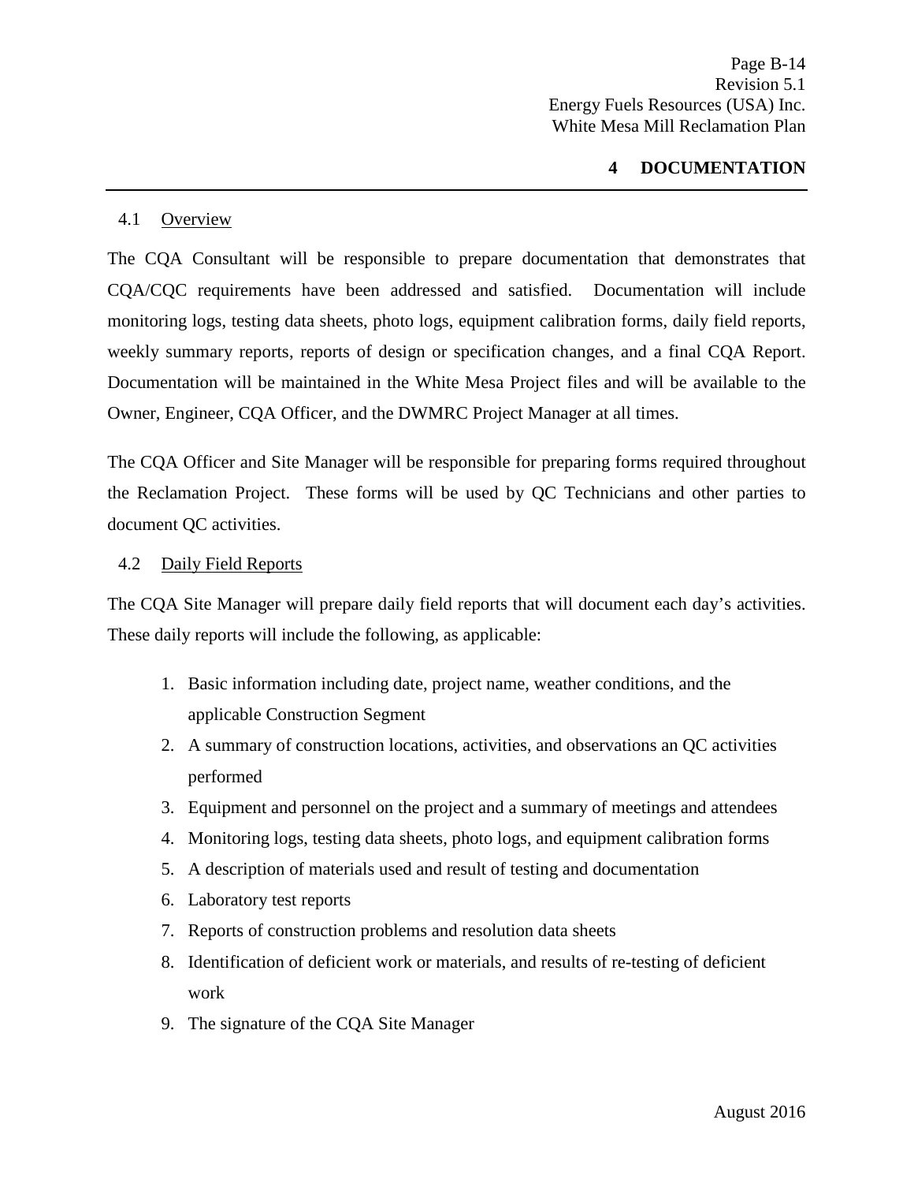# 4 DOCUMENTATION

## 4.1 Overview

The CQA Consultant will be responsible to prepare documentation that demonstrates that CQA/CQC requirements have been addressed and satisfied. Documentation will include monitoring logs, testing data sheets, photo logs, equipment calibration forms, daily field reports, weekly summary reports, reports of design or specification changes, and a final CQA Report. Documentation will be maintained in the White Mesa Project files and will be available to the Owner, Engineer, CQA Officer, and the DWMRC Project Manager at all times.

The CQA Officer and Site Manager will be responsible for preparing forms required throughout the Reclamation Project. These forms will be used by QC Technicians and other parties to document QC activities.

## 4.2 Daily Field Reports

The CQA Site Manager will prepare daily field reports that will document each day's activities. These daily reports will include the following, as applicable:

1. Basic information including date, project name, weather conditions, and the applicable Construction Segment
2. A summary of construction locations, activities, and observations an QC activities performed
3. Equipment and personnel on the project and a summary of meetings and attendees
4. Monitoring logs, testing data sheets, photo logs, and equipment calibration forms
5. A description of materials used and result of testing and documentation
6. Laboratory test reports
7. Reports of construction problems and resolution data sheets
8. Identification of deficient work or materials, and results of re-testing of deficient work
9. The signature of the CQA Site Manager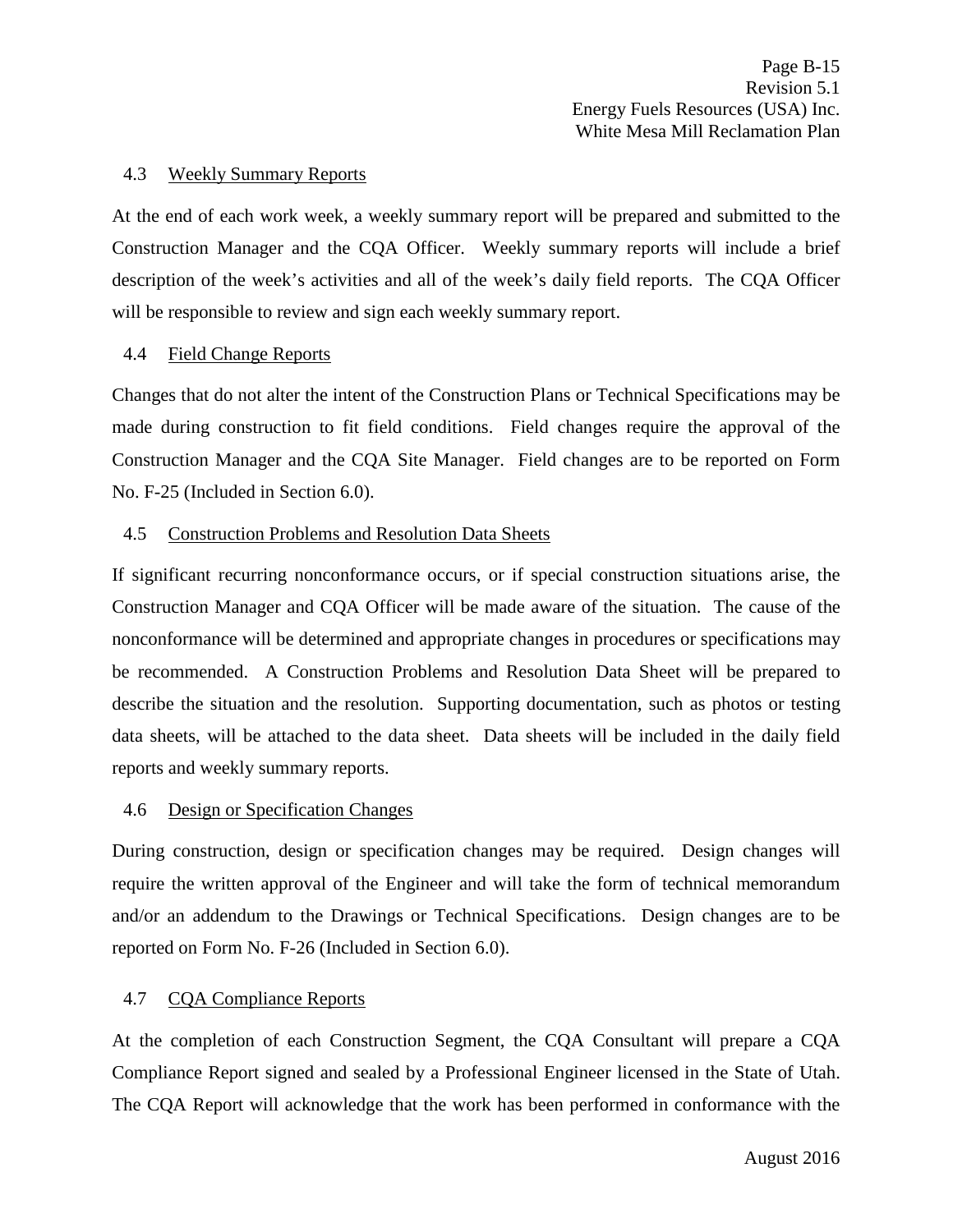### 4.3 Weekly Summary Reports

At the end of each work week, a weekly summary report will be prepared and submitted to the Construction Manager and the CQA Officer. Weekly summary reports will include a brief description of the week's activities and all of the week's daily field reports. The CQA Officer will be responsible to review and sign each weekly summary report.

### 4.4 Field Change Reports

Changes that do not alter the intent of the Construction Plans or Technical Specifications may be made during construction to fit field conditions. Field changes require the approval of the Construction Manager and the CQA Site Manager. Field changes are to be reported on Form No. F-25 (Included in Section 6.0).

### 4.5 Construction Problems and Resolution Data Sheets

If significant recurring nonconformance occurs, or if special construction situations arise, the Construction Manager and CQA Officer will be made aware of the situation. The cause of the nonconformance will be determined and appropriate changes in procedures or specifications may be recommended. A Construction Problems and Resolution Data Sheet will be prepared to describe the situation and the resolution. Supporting documentation, such as photos or testing data sheets, will be attached to the data sheet. Data sheets will be included in the daily field reports and weekly summary reports.

### 4.6 Design or Specification Changes

During construction, design or specification changes may be required. Design changes will require the written approval of the Engineer and will take the form of technical memorandum and/or an addendum to the Drawings or Technical Specifications. Design changes are to be reported on Form No. F-26 (Included in Section 6.0).

### 4.7 CQA Compliance Reports

At the completion of each Construction Segment, the CQA Consultant will prepare a CQA Compliance Report signed and sealed by a Professional Engineer licensed in the State of Utah. The CQA Report will acknowledge that the work has been performed in conformance with the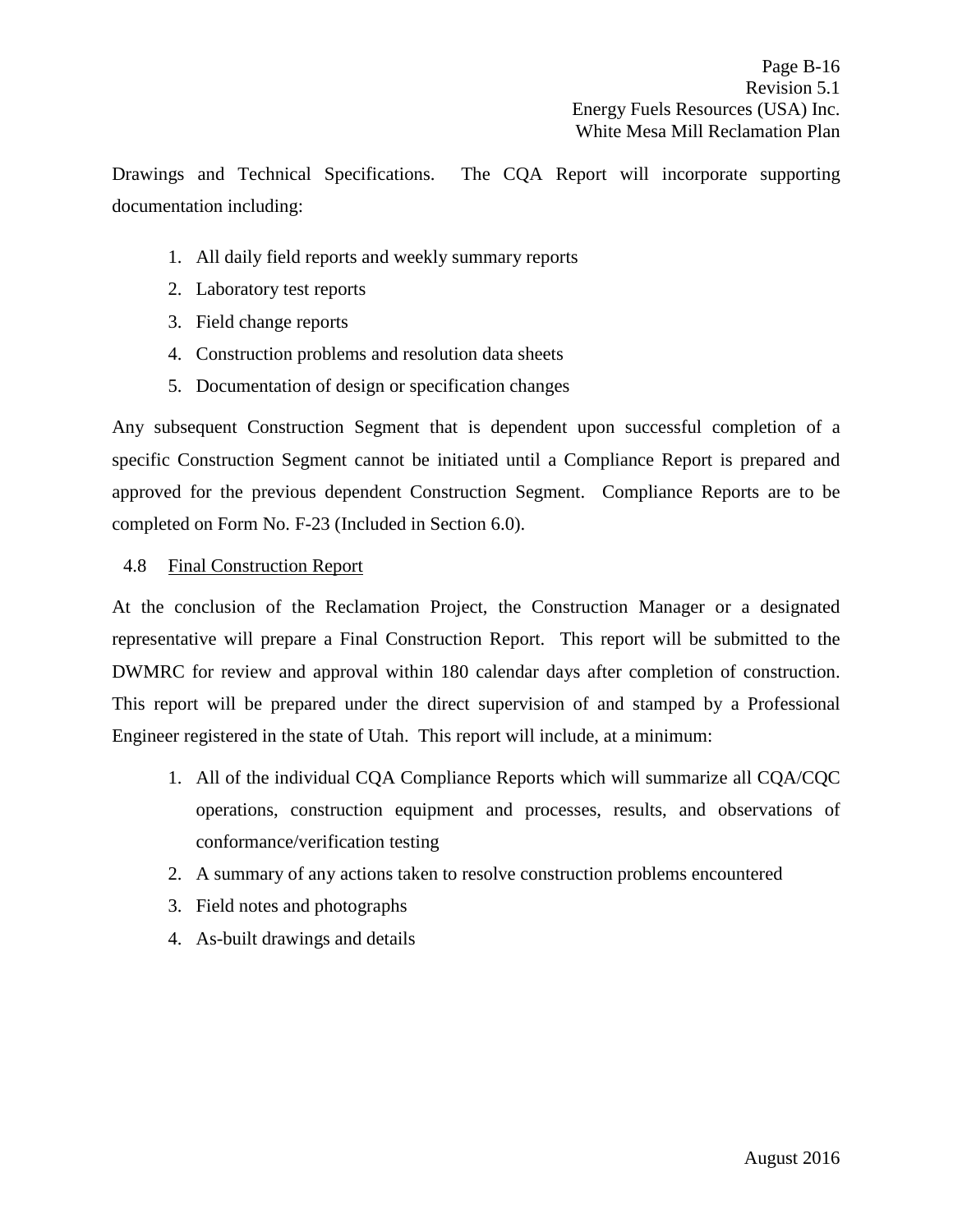Drawings and Technical Specifications. The CQA Report will incorporate supporting documentation including:

1. All daily field reports and weekly summary reports
2. Laboratory test reports
3. Field change reports
4. Construction problems and resolution data sheets
5. Documentation of design or specification changes

Any subsequent Construction Segment that is dependent upon successful completion of a specific Construction Segment cannot be initiated until a Compliance Report is prepared and approved for the previous dependent Construction Segment. Compliance Reports are to be completed on Form No. F-23 (Included in Section 6.0).

### 4.8 Final Construction Report

At the conclusion of the Reclamation Project, the Construction Manager or a designated representative will prepare a Final Construction Report. This report will be submitted to the DWMRC for review and approval within 180 calendar days after completion of construction. This report will be prepared under the direct supervision of and stamped by a Professional Engineer registered in the state of Utah. This report will include, at a minimum:

1. All of the individual CQA Compliance Reports which will summarize all CQA/CQC operations, construction equipment and processes, results, and observations of conformance/verification testing
2. A summary of any actions taken to resolve construction problems encountered
3. Field notes and photographs
4. As-built drawings and details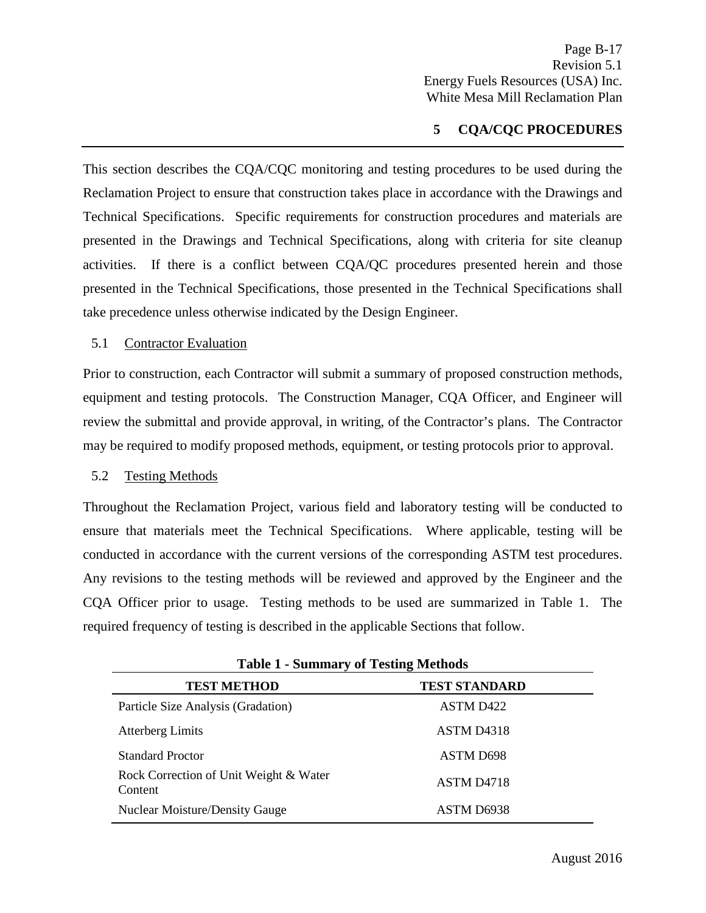# 5 CQA/CQC PROCEDURES

This section describes the CQA/CQC monitoring and testing procedures to be used during the Reclamation Project to ensure that construction takes place in accordance with the Drawings and Technical Specifications. Specific requirements for construction procedures and materials are presented in the Drawings and Technical Specifications, along with criteria for site cleanup activities. If there is a conflict between CQA/QC procedures presented herein and those presented in the Technical Specifications, those presented in the Technical Specifications shall take precedence unless otherwise indicated by the Design Engineer.

## 5.1 Contractor Evaluation

Prior to construction, each Contractor will submit a summary of proposed construction methods, equipment and testing protocols. The Construction Manager, CQA Officer, and Engineer will review the submittal and provide approval, in writing, of the Contractor's plans. The Contractor may be required to modify proposed methods, equipment, or testing protocols prior to approval.

## 5.2 Testing Methods

Throughout the Reclamation Project, various field and laboratory testing will be conducted to ensure that materials meet the Technical Specifications. Where applicable, testing will be conducted in accordance with the current versions of the corresponding ASTM test procedures. Any revisions to the testing methods will be reviewed and approved by the Engineer and the CQA Officer prior to usage. Testing methods to be used are summarized in Table 1. The required frequency of testing is described in the applicable Sections that follow.

**Table 1 - Summary of Testing Methods**

| TEST METHOD | TEST STANDARD |
|---|---|
| Particle Size Analysis (Gradation) | ASTM D422 |
| Atterberg Limits | ASTM D4318 |
| Standard Proctor | ASTM D698 |
| Rock Correction of Unit Weight & Water Content | ASTM D4718 |
| Nuclear Moisture/Density Gauge | ASTM D6938 |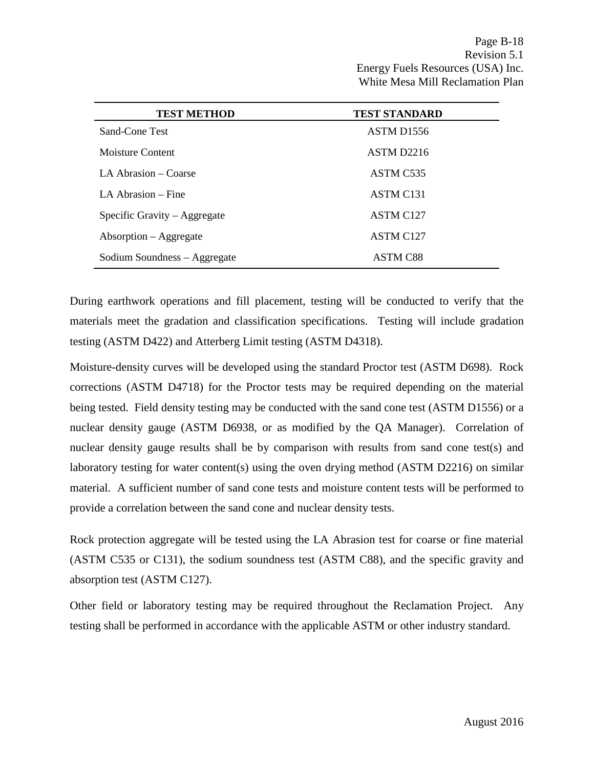| TEST METHOD | TEST STANDARD |
| --- | --- |
| Sand-Cone Test | ASTM D1556 |
| Moisture Content | ASTM D2216 |
| LA Abrasion – Coarse | ASTM C535 |
| LA Abrasion – Fine | ASTM C131 |
| Specific Gravity – Aggregate | ASTM C127 |
| Absorption – Aggregate | ASTM C127 |
| Sodium Soundness – Aggregate | ASTM C88 |

During earthwork operations and fill placement, testing will be conducted to verify that the materials meet the gradation and classification specifications. Testing will include gradation testing (ASTM D422) and Atterberg Limit testing (ASTM D4318).

Moisture-density curves will be developed using the standard Proctor test (ASTM D698). Rock corrections (ASTM D4718) for the Proctor tests may be required depending on the material being tested. Field density testing may be conducted with the sand cone test (ASTM D1556) or a nuclear density gauge (ASTM D6938, or as modified by the QA Manager). Correlation of nuclear density gauge results shall be by comparison with results from sand cone test(s) and laboratory testing for water content(s) using the oven drying method (ASTM D2216) on similar material. A sufficient number of sand cone tests and moisture content tests will be performed to provide a correlation between the sand cone and nuclear density tests.

Rock protection aggregate will be tested using the LA Abrasion test for coarse or fine material (ASTM C535 or C131), the sodium soundness test (ASTM C88), and the specific gravity and absorption test (ASTM C127).

Other field or laboratory testing may be required throughout the Reclamation Project. Any testing shall be performed in accordance with the applicable ASTM or other industry standard.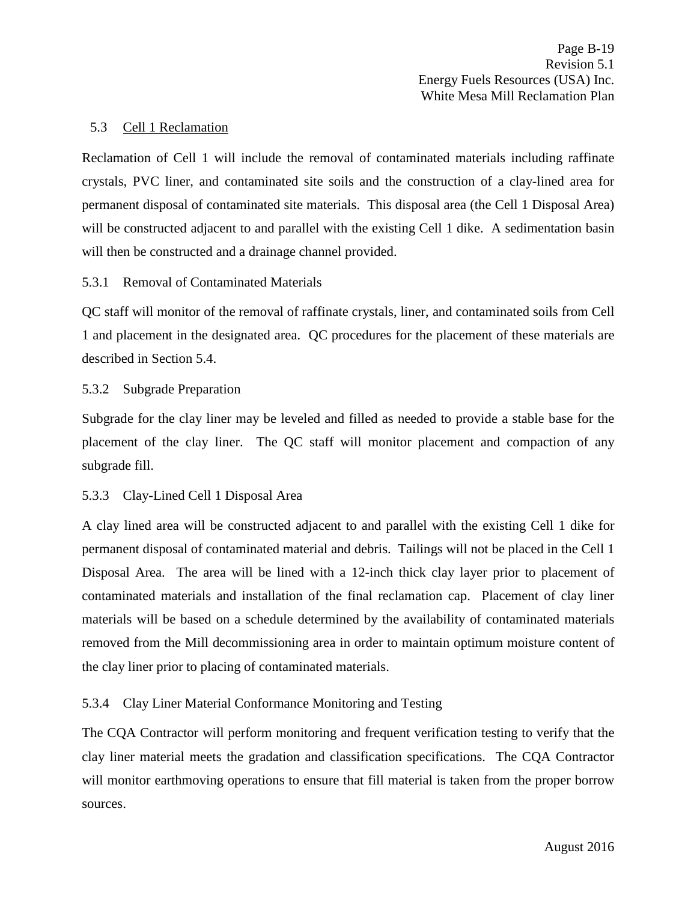## 5.3 Cell 1 Reclamation

Reclamation of Cell 1 will include the removal of contaminated materials including raffinate crystals, PVC liner, and contaminated site soils and the construction of a clay-lined area for permanent disposal of contaminated site materials. This disposal area (the Cell 1 Disposal Area) will be constructed adjacent to and parallel with the existing Cell 1 dike. A sedimentation basin will then be constructed and a drainage channel provided.

### 5.3.1 Removal of Contaminated Materials

QC staff will monitor of the removal of raffinate crystals, liner, and contaminated soils from Cell 1 and placement in the designated area. QC procedures for the placement of these materials are described in Section 5.4.

### 5.3.2 Subgrade Preparation

Subgrade for the clay liner may be leveled and filled as needed to provide a stable base for the placement of the clay liner. The QC staff will monitor placement and compaction of any subgrade fill.

### 5.3.3 Clay-Lined Cell 1 Disposal Area

A clay lined area will be constructed adjacent to and parallel with the existing Cell 1 dike for permanent disposal of contaminated material and debris. Tailings will not be placed in the Cell 1 Disposal Area. The area will be lined with a 12-inch thick clay layer prior to placement of contaminated materials and installation of the final reclamation cap. Placement of clay liner materials will be based on a schedule determined by the availability of contaminated materials removed from the Mill decommissioning area in order to maintain optimum moisture content of the clay liner prior to placing of contaminated materials.

### 5.3.4 Clay Liner Material Conformance Monitoring and Testing

The CQA Contractor will perform monitoring and frequent verification testing to verify that the clay liner material meets the gradation and classification specifications. The CQA Contractor will monitor earthmoving operations to ensure that fill material is taken from the proper borrow sources.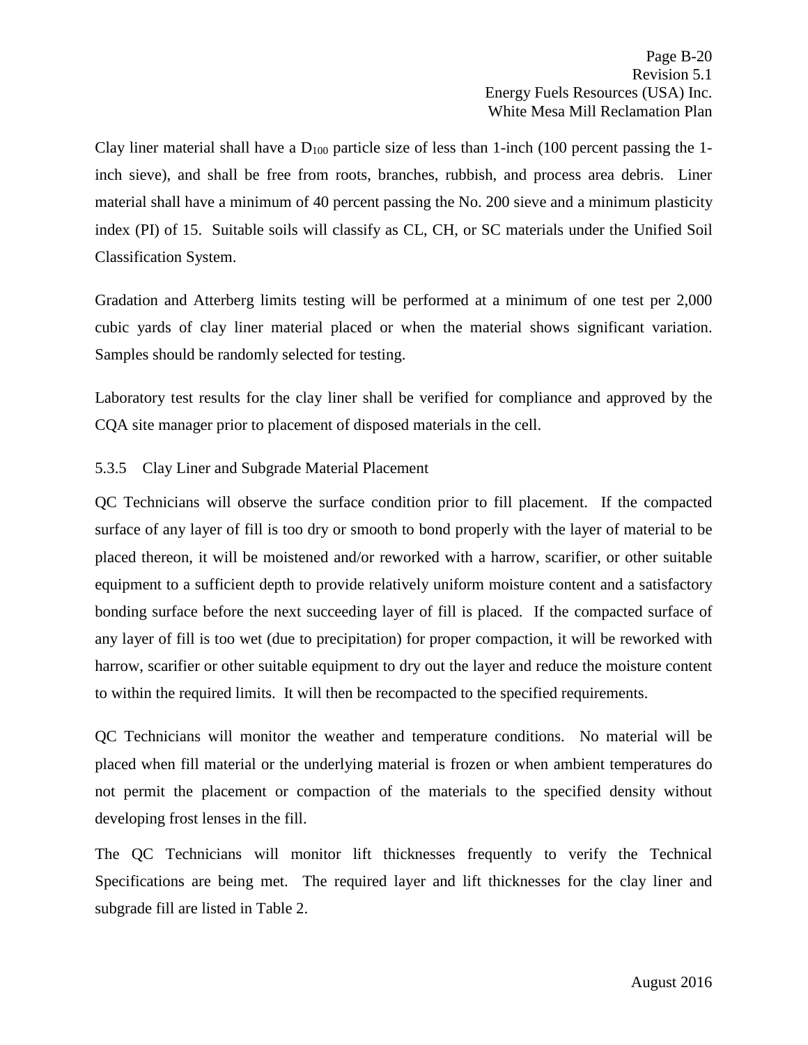Clay liner material shall have a $D_{100}$ particle size of less than 1-inch (100 percent passing the 1-inch sieve), and shall be free from roots, branches, rubbish, and process area debris. Liner material shall have a minimum of 40 percent passing the No. 200 sieve and a minimum plasticity index (PI) of 15. Suitable soils will classify as CL, CH, or SC materials under the Unified Soil Classification System.

Gradation and Atterberg limits testing will be performed at a minimum of one test per 2,000 cubic yards of clay liner material placed or when the material shows significant variation. Samples should be randomly selected for testing.

Laboratory test results for the clay liner shall be verified for compliance and approved by the CQA site manager prior to placement of disposed materials in the cell.

### 5.3.5 Clay Liner and Subgrade Material Placement

QC Technicians will observe the surface condition prior to fill placement. If the compacted surface of any layer of fill is too dry or smooth to bond properly with the layer of material to be placed thereon, it will be moistened and/or reworked with a harrow, scarifier, or other suitable equipment to a sufficient depth to provide relatively uniform moisture content and a satisfactory bonding surface before the next succeeding layer of fill is placed. If the compacted surface of any layer of fill is too wet (due to precipitation) for proper compaction, it will be reworked with harrow, scarifier or other suitable equipment to dry out the layer and reduce the moisture content to within the required limits. It will then be recompacted to the specified requirements.

QC Technicians will monitor the weather and temperature conditions. No material will be placed when fill material or the underlying material is frozen or when ambient temperatures do not permit the placement or compaction of the materials to the specified density without developing frost lenses in the fill.

The QC Technicians will monitor lift thicknesses frequently to verify the Technical Specifications are being met. The required layer and lift thicknesses for the clay liner and subgrade fill are listed in Table 2.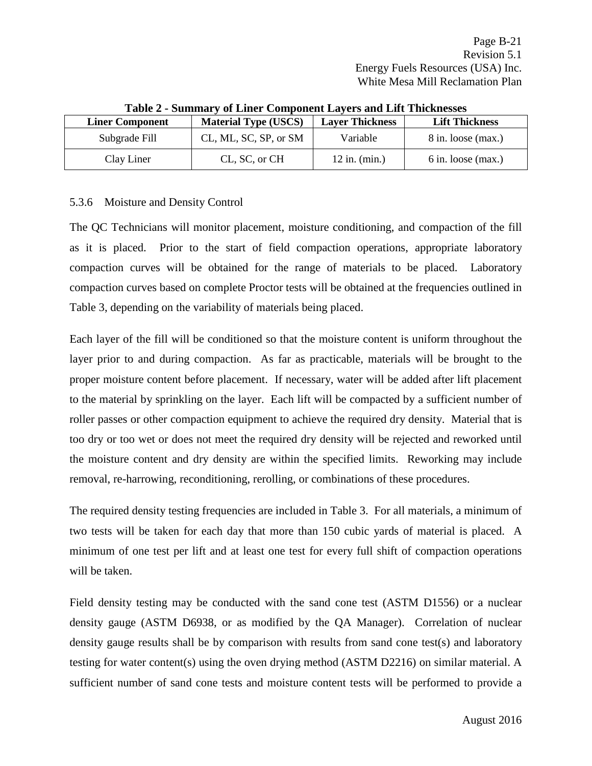**Table 2 - Summary of Liner Component Layers and Lift Thicknesses**

| Liner Component | Material Type (USCS) | Layer Thickness | Lift Thickness |
|---|---|---|---|
| Subgrade Fill | CL, ML, SC, SP, or SM | Variable | 8 in. loose (max.) |
| Clay Liner | CL, SC, or CH | 12 in. (min.) | 6 in. loose (max.) |

### 5.3.6 Moisture and Density Control

The QC Technicians will monitor placement, moisture conditioning, and compaction of the fill as it is placed. Prior to the start of field compaction operations, appropriate laboratory compaction curves will be obtained for the range of materials to be placed. Laboratory compaction curves based on complete Proctor tests will be obtained at the frequencies outlined in Table 3, depending on the variability of materials being placed.

Each layer of the fill will be conditioned so that the moisture content is uniform throughout the layer prior to and during compaction. As far as practicable, materials will be brought to the proper moisture content before placement. If necessary, water will be added after lift placement to the material by sprinkling on the layer. Each lift will be compacted by a sufficient number of roller passes or other compaction equipment to achieve the required dry density. Material that is too dry or too wet or does not meet the required dry density will be rejected and reworked until the moisture content and dry density are within the specified limits. Reworking may include removal, re-harrowing, reconditioning, rerolling, or combinations of these procedures.

The required density testing frequencies are included in Table 3. For all materials, a minimum of two tests will be taken for each day that more than 150 cubic yards of material is placed. A minimum of one test per lift and at least one test for every full shift of compaction operations will be taken.

Field density testing may be conducted with the sand cone test (ASTM D1556) or a nuclear density gauge (ASTM D6938, or as modified by the QA Manager). Correlation of nuclear density gauge results shall be by comparison with results from sand cone test(s) and laboratory testing for water content(s) using the oven drying method (ASTM D2216) on similar material. A sufficient number of sand cone tests and moisture content tests will be performed to provide a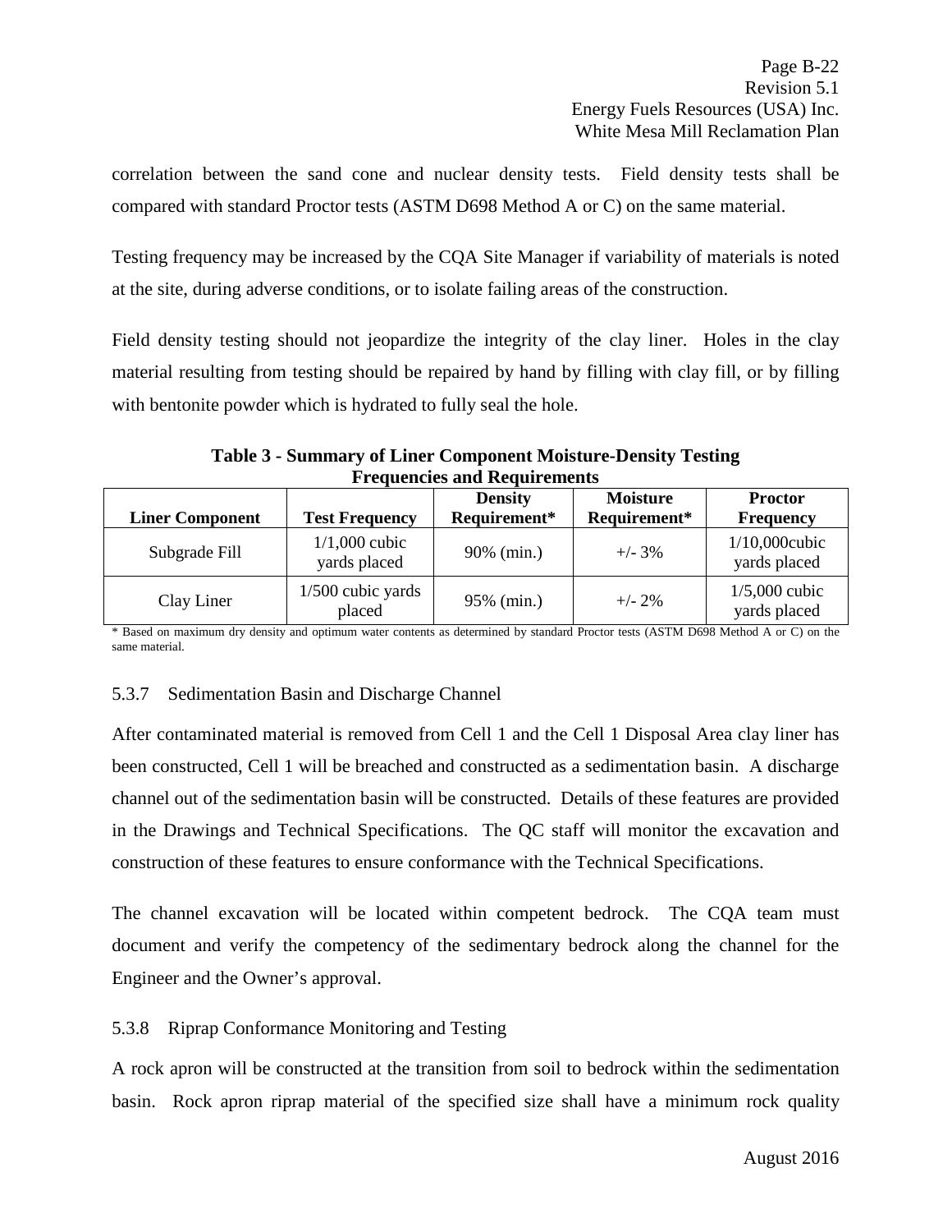correlation between the sand cone and nuclear density tests. Field density tests shall be compared with standard Proctor tests (ASTM D698 Method A or C) on the same material.

Testing frequency may be increased by the CQA Site Manager if variability of materials is noted at the site, during adverse conditions, or to isolate failing areas of the construction.

Field density testing should not jeopardize the integrity of the clay liner. Holes in the clay material resulting from testing should be repaired by hand by filling with clay fill, or by filling with bentonite powder which is hydrated to fully seal the hole.

**Table 3 - Summary of Liner Component Moisture-Density Testing Frequencies and Requirements**

| Liner Component | Test Frequency | Density Requirement* | Moisture Requirement* | Proctor Frequency |
|---|---|---|---|---|
| Subgrade Fill | 1/1,000 cubic yards placed | 90% (min.) | +/- 3% | 1/10,000cubic yards placed |
| Clay Liner | 1/500 cubic yards placed | 95% (min.) | +/- 2% | 1/5,000 cubic yards placed |

\* Based on maximum dry density and optimum water contents as determined by standard Proctor tests (ASTM D698 Method A or C) on the same material.

### 5.3.7 Sedimentation Basin and Discharge Channel

After contaminated material is removed from Cell 1 and the Cell 1 Disposal Area clay liner has been constructed, Cell 1 will be breached and constructed as a sedimentation basin. A discharge channel out of the sedimentation basin will be constructed. Details of these features are provided in the Drawings and Technical Specifications. The QC staff will monitor the excavation and construction of these features to ensure conformance with the Technical Specifications.

The channel excavation will be located within competent bedrock. The CQA team must document and verify the competency of the sedimentary bedrock along the channel for the Engineer and the Owner's approval.

### 5.3.8 Riprap Conformance Monitoring and Testing

A rock apron will be constructed at the transition from soil to bedrock within the sedimentation basin. Rock apron riprap material of the specified size shall have a minimum rock quality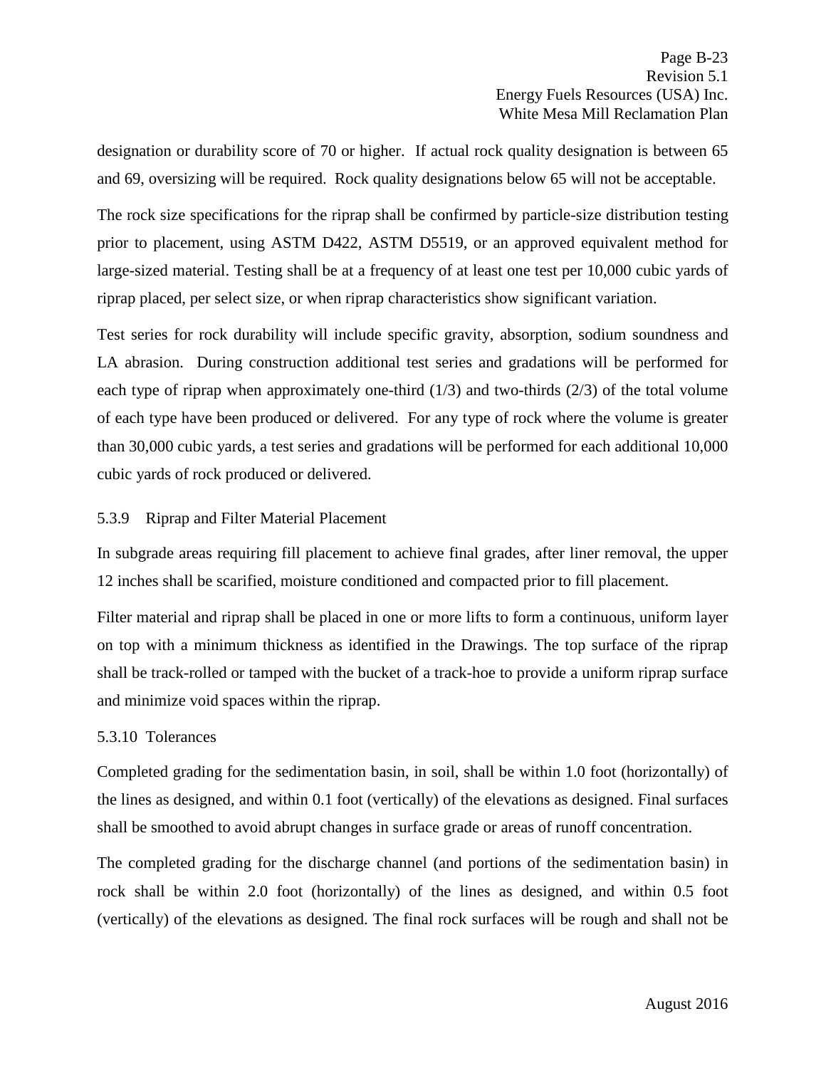designation or durability score of 70 or higher. If actual rock quality designation is between 65 and 69, oversizing will be required. Rock quality designations below 65 will not be acceptable.

The rock size specifications for the riprap shall be confirmed by particle-size distribution testing prior to placement, using ASTM D422, ASTM D5519, or an approved equivalent method for large-sized material. Testing shall be at a frequency of at least one test per 10,000 cubic yards of riprap placed, per select size, or when riprap characteristics show significant variation.

Test series for rock durability will include specific gravity, absorption, sodium soundness and LA abrasion. During construction additional test series and gradations will be performed for each type of riprap when approximately one-third (1/3) and two-thirds (2/3) of the total volume of each type have been produced or delivered. For any type of rock where the volume is greater than 30,000 cubic yards, a test series and gradations will be performed for each additional 10,000 cubic yards of rock produced or delivered.

#### 5.3.9 Riprap and Filter Material Placement

In subgrade areas requiring fill placement to achieve final grades, after liner removal, the upper 12 inches shall be scarified, moisture conditioned and compacted prior to fill placement.

Filter material and riprap shall be placed in one or more lifts to form a continuous, uniform layer on top with a minimum thickness as identified in the Drawings. The top surface of the riprap shall be track-rolled or tamped with the bucket of a track-hoe to provide a uniform riprap surface and minimize void spaces within the riprap.

#### 5.3.10 Tolerances

Completed grading for the sedimentation basin, in soil, shall be within 1.0 foot (horizontally) of the lines as designed, and within 0.1 foot (vertically) of the elevations as designed. Final surfaces shall be smoothed to avoid abrupt changes in surface grade or areas of runoff concentration.

The completed grading for the discharge channel (and portions of the sedimentation basin) in rock shall be within 2.0 foot (horizontally) of the lines as designed, and within 0.5 foot (vertically) of the elevations as designed. The final rock surfaces will be rough and shall not be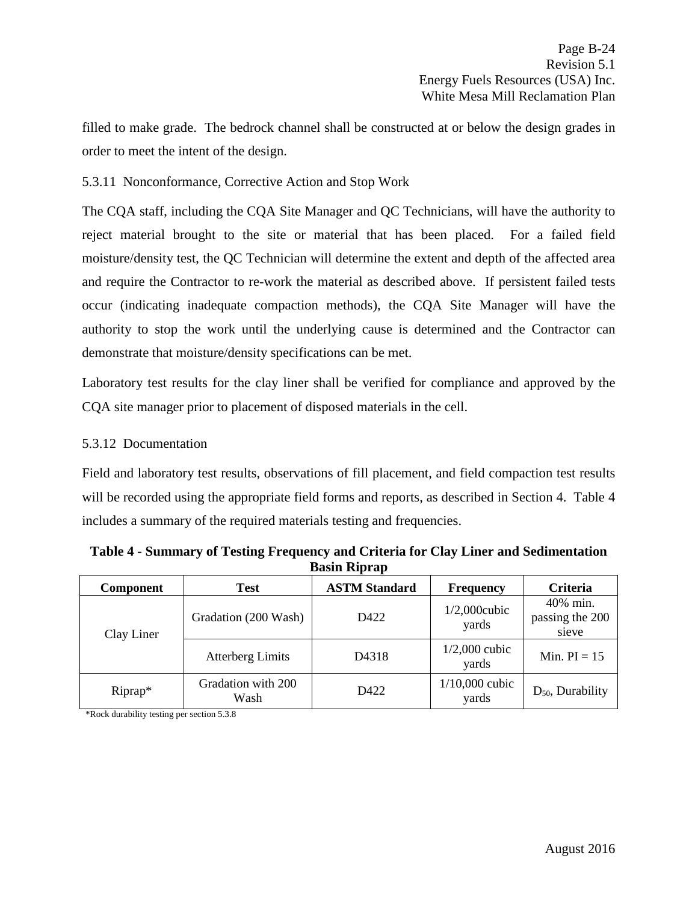filled to make grade. The bedrock channel shall be constructed at or below the design grades in order to meet the intent of the design.

### 5.3.11 Nonconformance, Corrective Action and Stop Work

The CQA staff, including the CQA Site Manager and QC Technicians, will have the authority to reject material brought to the site or material that has been placed. For a failed field moisture/density test, the QC Technician will determine the extent and depth of the affected area and require the Contractor to re-work the material as described above. If persistent failed tests occur (indicating inadequate compaction methods), the CQA Site Manager will have the authority to stop the work until the underlying cause is determined and the Contractor can demonstrate that moisture/density specifications can be met.

Laboratory test results for the clay liner shall be verified for compliance and approved by the CQA site manager prior to placement of disposed materials in the cell.

### 5.3.12 Documentation

Field and laboratory test results, observations of fill placement, and field compaction test results will be recorded using the appropriate field forms and reports, as described in Section 4. Table 4 includes a summary of the required materials testing and frequencies.

**Table 4 - Summary of Testing Frequency and Criteria for Clay Liner and Sedimentation Basin Riprap**

| Component | Test | ASTM Standard | Frequency | Criteria |
|---|---|---|---|---|
| Clay Liner | Gradation (200 Wash) | D422 | 1/2,000cubic yards | 40% min. passing the 200 sieve |
| | Atterberg Limits | D4318 | 1/2,000 cubic yards | Min. PI = 15 |
| Riprap* | Gradation with 200 Wash | D422 | 1/10,000 cubic yards | $D_{50}$, Durability |

*Rock durability testing per section 5.3.8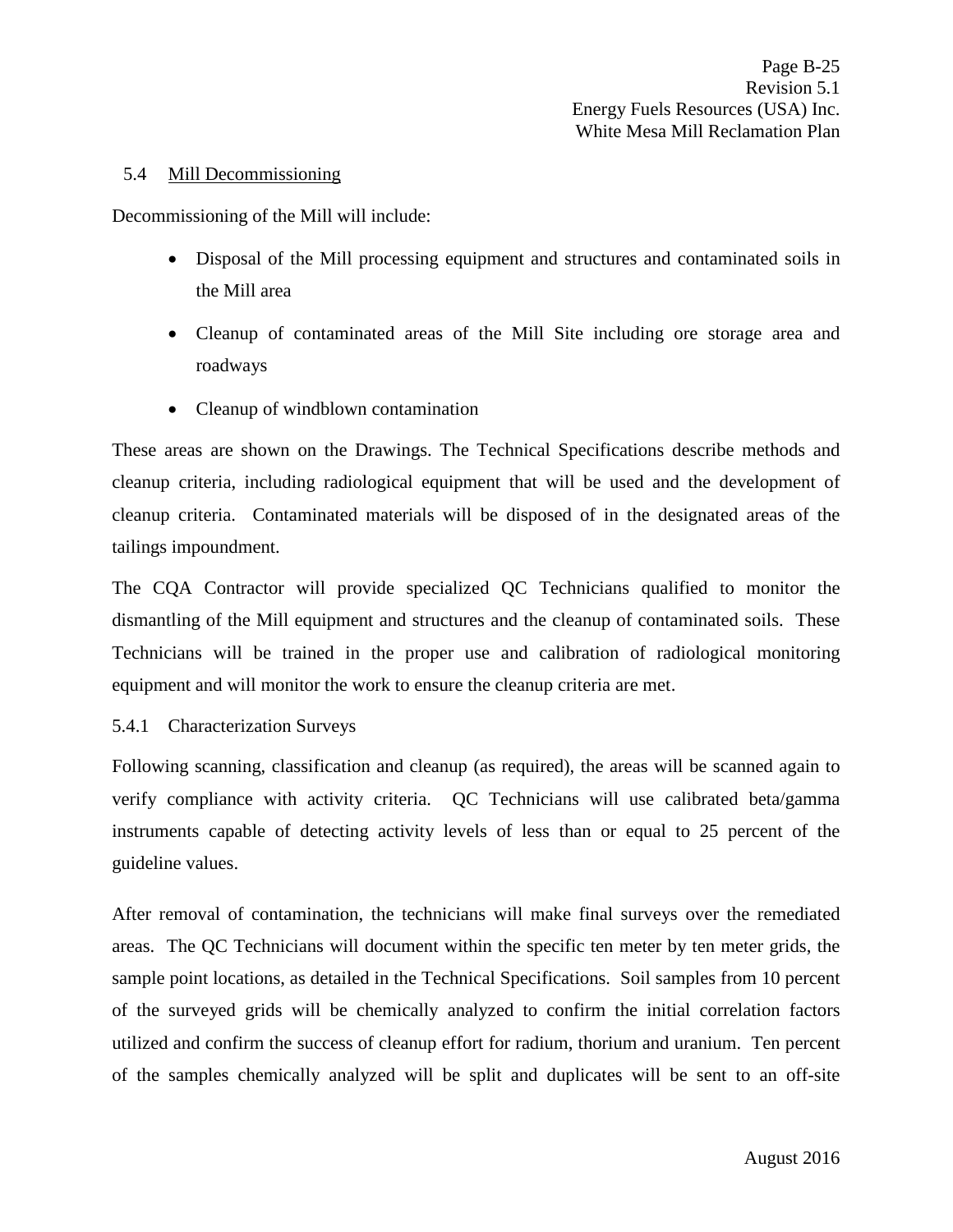### 5.4 Mill Decommissioning

Decommissioning of the Mill will include:

- Disposal of the Mill processing equipment and structures and contaminated soils in the Mill area
- Cleanup of contaminated areas of the Mill Site including ore storage area and roadways
- Cleanup of windblown contamination

These areas are shown on the Drawings. The Technical Specifications describe methods and cleanup criteria, including radiological equipment that will be used and the development of cleanup criteria. Contaminated materials will be disposed of in the designated areas of the tailings impoundment.

The CQA Contractor will provide specialized QC Technicians qualified to monitor the dismantling of the Mill equipment and structures and the cleanup of contaminated soils. These Technicians will be trained in the proper use and calibration of radiological monitoring equipment and will monitor the work to ensure the cleanup criteria are met.

#### 5.4.1 Characterization Surveys

Following scanning, classification and cleanup (as required), the areas will be scanned again to verify compliance with activity criteria. QC Technicians will use calibrated beta/gamma instruments capable of detecting activity levels of less than or equal to 25 percent of the guideline values.

After removal of contamination, the technicians will make final surveys over the remediated areas. The QC Technicians will document within the specific ten meter by ten meter grids, the sample point locations, as detailed in the Technical Specifications. Soil samples from 10 percent of the surveyed grids will be chemically analyzed to confirm the initial correlation factors utilized and confirm the success of cleanup effort for radium, thorium and uranium. Ten percent of the samples chemically analyzed will be split and duplicates will be sent to an off-site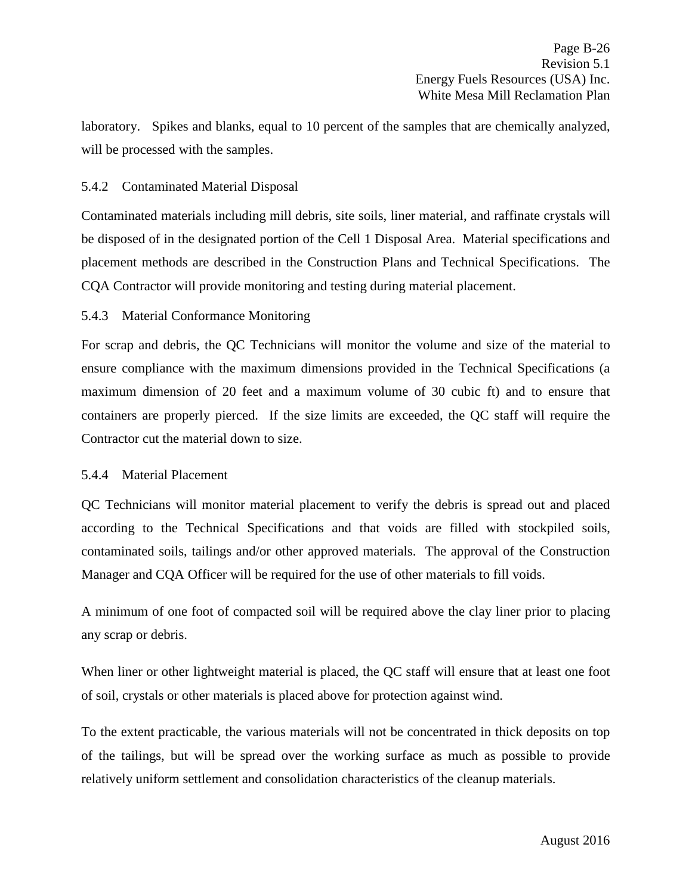laboratory. Spikes and blanks, equal to 10 percent of the samples that are chemically analyzed, will be processed with the samples.

### 5.4.2 Contaminated Material Disposal

Contaminated materials including mill debris, site soils, liner material, and raffinate crystals will be disposed of in the designated portion of the Cell 1 Disposal Area. Material specifications and placement methods are described in the Construction Plans and Technical Specifications. The CQA Contractor will provide monitoring and testing during material placement.

### 5.4.3 Material Conformance Monitoring

For scrap and debris, the QC Technicians will monitor the volume and size of the material to ensure compliance with the maximum dimensions provided in the Technical Specifications (a maximum dimension of 20 feet and a maximum volume of 30 cubic ft) and to ensure that containers are properly pierced. If the size limits are exceeded, the QC staff will require the Contractor cut the material down to size.

### 5.4.4 Material Placement

QC Technicians will monitor material placement to verify the debris is spread out and placed according to the Technical Specifications and that voids are filled with stockpiled soils, contaminated soils, tailings and/or other approved materials. The approval of the Construction Manager and CQA Officer will be required for the use of other materials to fill voids.

A minimum of one foot of compacted soil will be required above the clay liner prior to placing any scrap or debris.

When liner or other lightweight material is placed, the QC staff will ensure that at least one foot of soil, crystals or other materials is placed above for protection against wind.

To the extent practicable, the various materials will not be concentrated in thick deposits on top of the tailings, but will be spread over the working surface as much as possible to provide relatively uniform settlement and consolidation characteristics of the cleanup materials.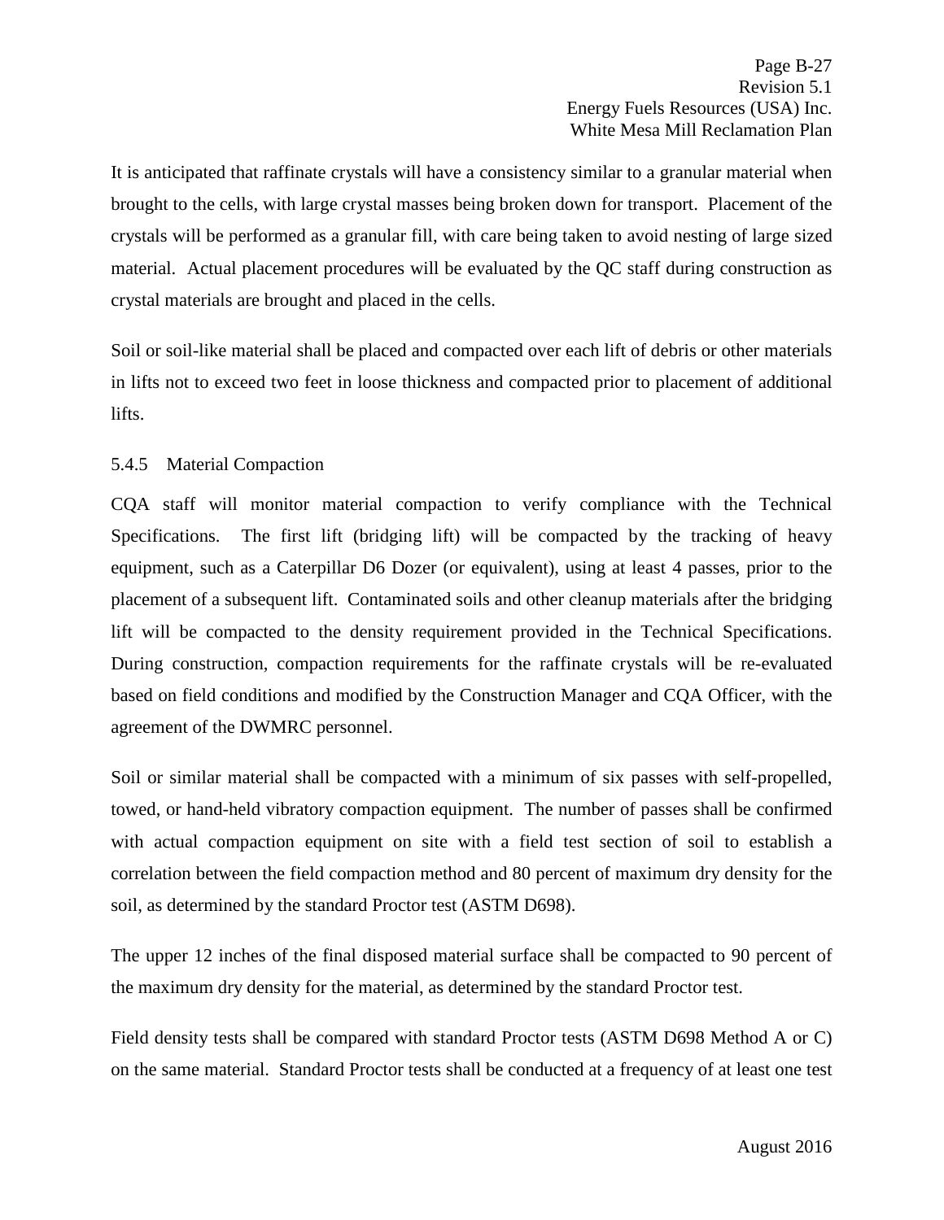It is anticipated that raffinate crystals will have a consistency similar to a granular material when brought to the cells, with large crystal masses being broken down for transport. Placement of the crystals will be performed as a granular fill, with care being taken to avoid nesting of large sized material. Actual placement procedures will be evaluated by the QC staff during construction as crystal materials are brought and placed in the cells.

Soil or soil-like material shall be placed and compacted over each lift of debris or other materials in lifts not to exceed two feet in loose thickness and compacted prior to placement of additional lifts.

### 5.4.5 Material Compaction

CQA staff will monitor material compaction to verify compliance with the Technical Specifications. The first lift (bridging lift) will be compacted by the tracking of heavy equipment, such as a Caterpillar D6 Dozer (or equivalent), using at least 4 passes, prior to the placement of a subsequent lift. Contaminated soils and other cleanup materials after the bridging lift will be compacted to the density requirement provided in the Technical Specifications. During construction, compaction requirements for the raffinate crystals will be re-evaluated based on field conditions and modified by the Construction Manager and CQA Officer, with the agreement of the DWMRC personnel.

Soil or similar material shall be compacted with a minimum of six passes with self-propelled, towed, or hand-held vibratory compaction equipment. The number of passes shall be confirmed with actual compaction equipment on site with a field test section of soil to establish a correlation between the field compaction method and 80 percent of maximum dry density for the soil, as determined by the standard Proctor test (ASTM D698).

The upper 12 inches of the final disposed material surface shall be compacted to 90 percent of the maximum dry density for the material, as determined by the standard Proctor test.

Field density tests shall be compared with standard Proctor tests (ASTM D698 Method A or C) on the same material. Standard Proctor tests shall be conducted at a frequency of at least one test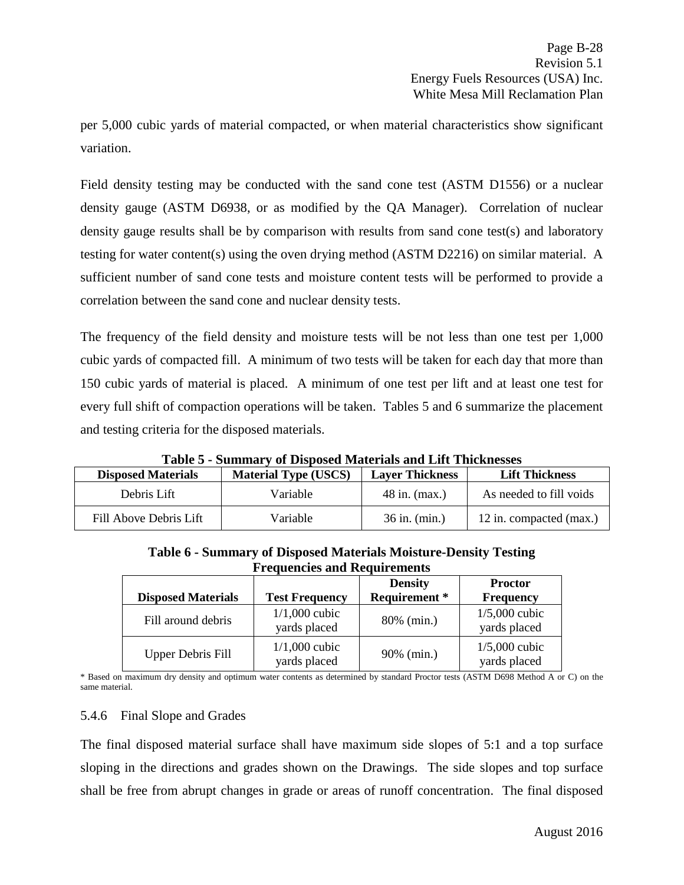per 5,000 cubic yards of material compacted, or when material characteristics show significant variation.

Field density testing may be conducted with the sand cone test (ASTM D1556) or a nuclear density gauge (ASTM D6938, or as modified by the QA Manager). Correlation of nuclear density gauge results shall be by comparison with results from sand cone test(s) and laboratory testing for water content(s) using the oven drying method (ASTM D2216) on similar material. A sufficient number of sand cone tests and moisture content tests will be performed to provide a correlation between the sand cone and nuclear density tests.

The frequency of the field density and moisture tests will be not less than one test per 1,000 cubic yards of compacted fill. A minimum of two tests will be taken for each day that more than 150 cubic yards of material is placed. A minimum of one test per lift and at least one test for every full shift of compaction operations will be taken. Tables 5 and 6 summarize the placement and testing criteria for the disposed materials.

**Table 5 - Summary of Disposed Materials and Lift Thicknesses**

| Disposed Materials | Material Type (USCS) | Layer Thickness | Lift Thickness |
|---|---|---|---|
| Debris Lift | Variable | 48 in. (max.) | As needed to fill voids |
| Fill Above Debris Lift | Variable | 36 in. (min.) | 12 in. compacted (max.) |

**Table 6 - Summary of Disposed Materials Moisture-Density Testing Frequencies and Requirements**

| Disposed Materials | Test Frequency | Density Requirement * | Proctor Frequency |
|---|---|---|---|
| Fill around debris | 1/1,000 cubic yards placed | 80% (min.) | 1/5,000 cubic yards placed |
| Upper Debris Fill | 1/1,000 cubic yards placed | 90% (min.) | 1/5,000 cubic yards placed |

\* Based on maximum dry density and optimum water contents as determined by standard Proctor tests (ASTM D698 Method A or C) on the same material.

### 5.4.6 Final Slope and Grades

The final disposed material surface shall have maximum side slopes of 5:1 and a top surface sloping in the directions and grades shown on the Drawings. The side slopes and top surface shall be free from abrupt changes in grade or areas of runoff concentration. The final disposed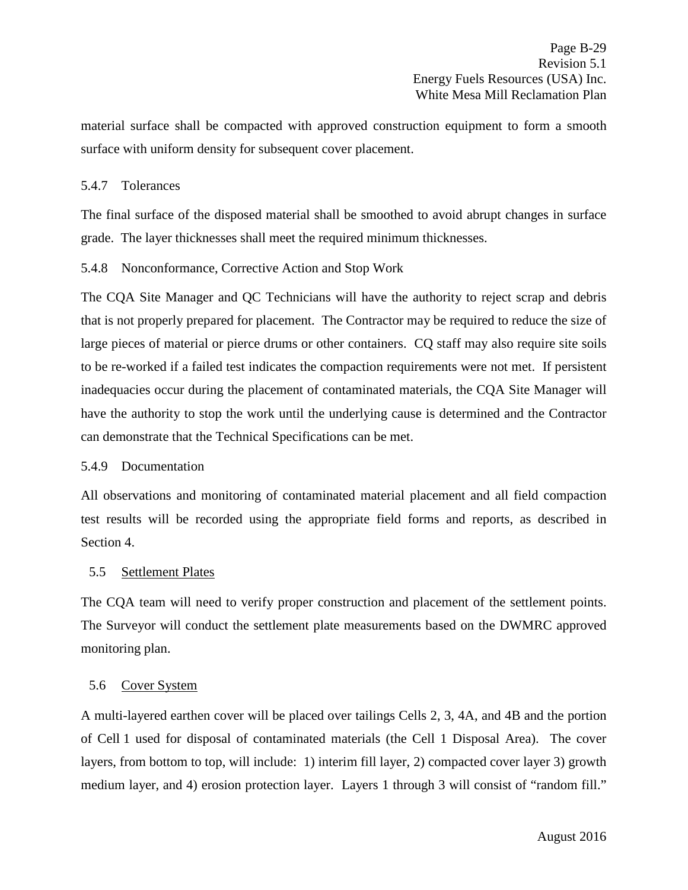material surface shall be compacted with approved construction equipment to form a smooth surface with uniform density for subsequent cover placement.

#### 5.4.7 Tolerances

The final surface of the disposed material shall be smoothed to avoid abrupt changes in surface grade. The layer thicknesses shall meet the required minimum thicknesses.

#### 5.4.8 Nonconformance, Corrective Action and Stop Work

The CQA Site Manager and QC Technicians will have the authority to reject scrap and debris that is not properly prepared for placement. The Contractor may be required to reduce the size of large pieces of material or pierce drums or other containers. CQ staff may also require site soils to be re-worked if a failed test indicates the compaction requirements were not met. If persistent inadequacies occur during the placement of contaminated materials, the CQA Site Manager will have the authority to stop the work until the underlying cause is determined and the Contractor can demonstrate that the Technical Specifications can be met.

#### 5.4.9 Documentation

All observations and monitoring of contaminated material placement and all field compaction test results will be recorded using the appropriate field forms and reports, as described in Section 4.

### 5.5 Settlement Plates

The CQA team will need to verify proper construction and placement of the settlement points. The Surveyor will conduct the settlement plate measurements based on the DWMRC approved monitoring plan.

### 5.6 Cover System

A multi-layered earthen cover will be placed over tailings Cells 2, 3, 4A, and 4B and the portion of Cell 1 used for disposal of contaminated materials (the Cell 1 Disposal Area). The cover layers, from bottom to top, will include: 1) interim fill layer, 2) compacted cover layer 3) growth medium layer, and 4) erosion protection layer. Layers 1 through 3 will consist of "random fill."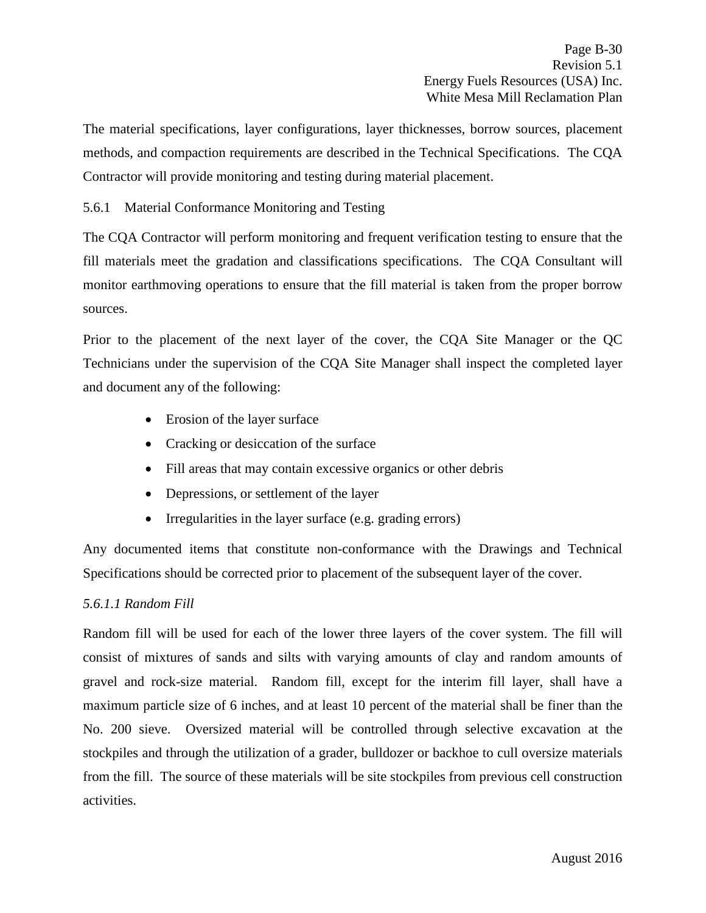The material specifications, layer configurations, layer thicknesses, borrow sources, placement methods, and compaction requirements are described in the Technical Specifications. The CQA Contractor will provide monitoring and testing during material placement.

### 5.6.1 Material Conformance Monitoring and Testing

The CQA Contractor will perform monitoring and frequent verification testing to ensure that the fill materials meet the gradation and classifications specifications. The CQA Consultant will monitor earthmoving operations to ensure that the fill material is taken from the proper borrow sources.

Prior to the placement of the next layer of the cover, the CQA Site Manager or the QC Technicians under the supervision of the CQA Site Manager shall inspect the completed layer and document any of the following:

- Erosion of the layer surface
- Cracking or desiccation of the surface
- Fill areas that may contain excessive organics or other debris
- Depressions, or settlement of the layer
- Irregularities in the layer surface (e.g. grading errors)

Any documented items that constitute non-conformance with the Drawings and Technical Specifications should be corrected prior to placement of the subsequent layer of the cover.

#### *5.6.1.1 Random Fill*

Random fill will be used for each of the lower three layers of the cover system. The fill will consist of mixtures of sands and silts with varying amounts of clay and random amounts of gravel and rock-size material. Random fill, except for the interim fill layer, shall have a maximum particle size of 6 inches, and at least 10 percent of the material shall be finer than the No. 200 sieve. Oversized material will be controlled through selective excavation at the stockpiles and through the utilization of a grader, bulldozer or backhoe to cull oversize materials from the fill. The source of these materials will be site stockpiles from previous cell construction activities.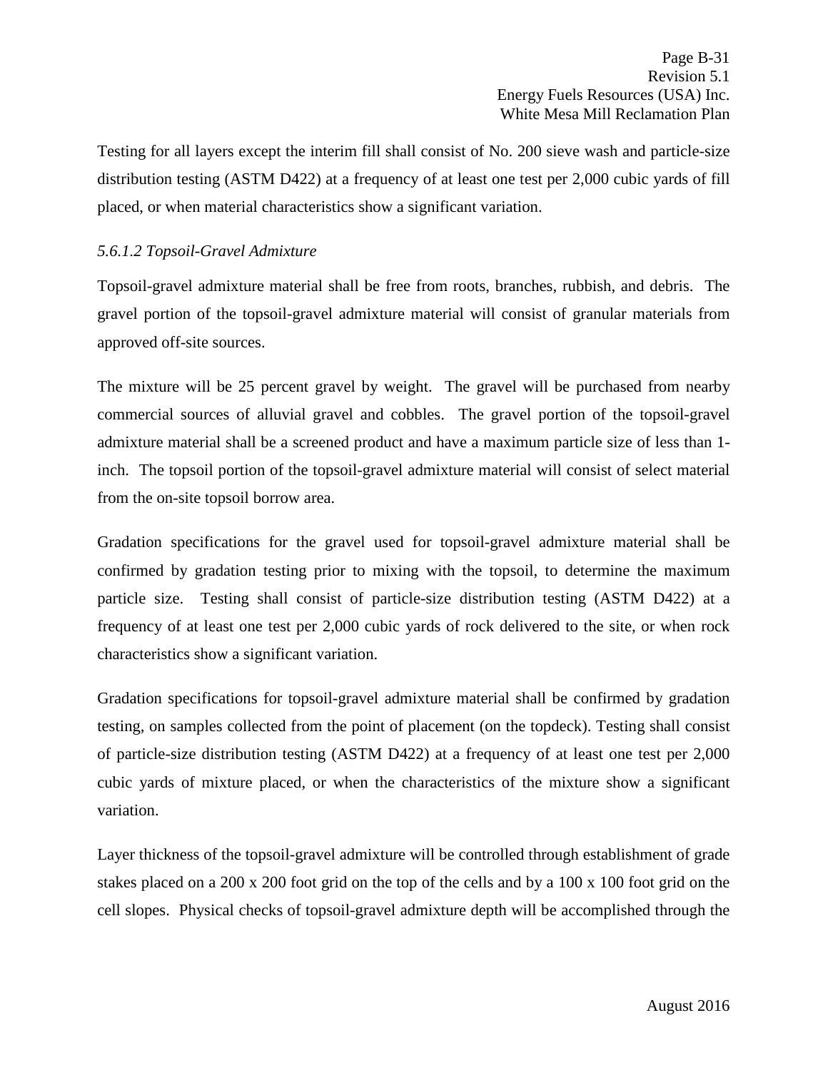Testing for all layers except the interim fill shall consist of No. 200 sieve wash and particle-size distribution testing (ASTM D422) at a frequency of at least one test per 2,000 cubic yards of fill placed, or when material characteristics show a significant variation.

*5.6.1.2 Topsoil-Gravel Admixture*

Topsoil-gravel admixture material shall be free from roots, branches, rubbish, and debris. The gravel portion of the topsoil-gravel admixture material will consist of granular materials from approved off-site sources.

The mixture will be 25 percent gravel by weight. The gravel will be purchased from nearby commercial sources of alluvial gravel and cobbles. The gravel portion of the topsoil-gravel admixture material shall be a screened product and have a maximum particle size of less than 1-inch. The topsoil portion of the topsoil-gravel admixture material will consist of select material from the on-site topsoil borrow area.

Gradation specifications for the gravel used for topsoil-gravel admixture material shall be confirmed by gradation testing prior to mixing with the topsoil, to determine the maximum particle size. Testing shall consist of particle-size distribution testing (ASTM D422) at a frequency of at least one test per 2,000 cubic yards of rock delivered to the site, or when rock characteristics show a significant variation.

Gradation specifications for topsoil-gravel admixture material shall be confirmed by gradation testing, on samples collected from the point of placement (on the topdeck). Testing shall consist of particle-size distribution testing (ASTM D422) at a frequency of at least one test per 2,000 cubic yards of mixture placed, or when the characteristics of the mixture show a significant variation.

Layer thickness of the topsoil-gravel admixture will be controlled through establishment of grade stakes placed on a 200 x 200 foot grid on the top of the cells and by a 100 x 100 foot grid on the cell slopes. Physical checks of topsoil-gravel admixture depth will be accomplished through the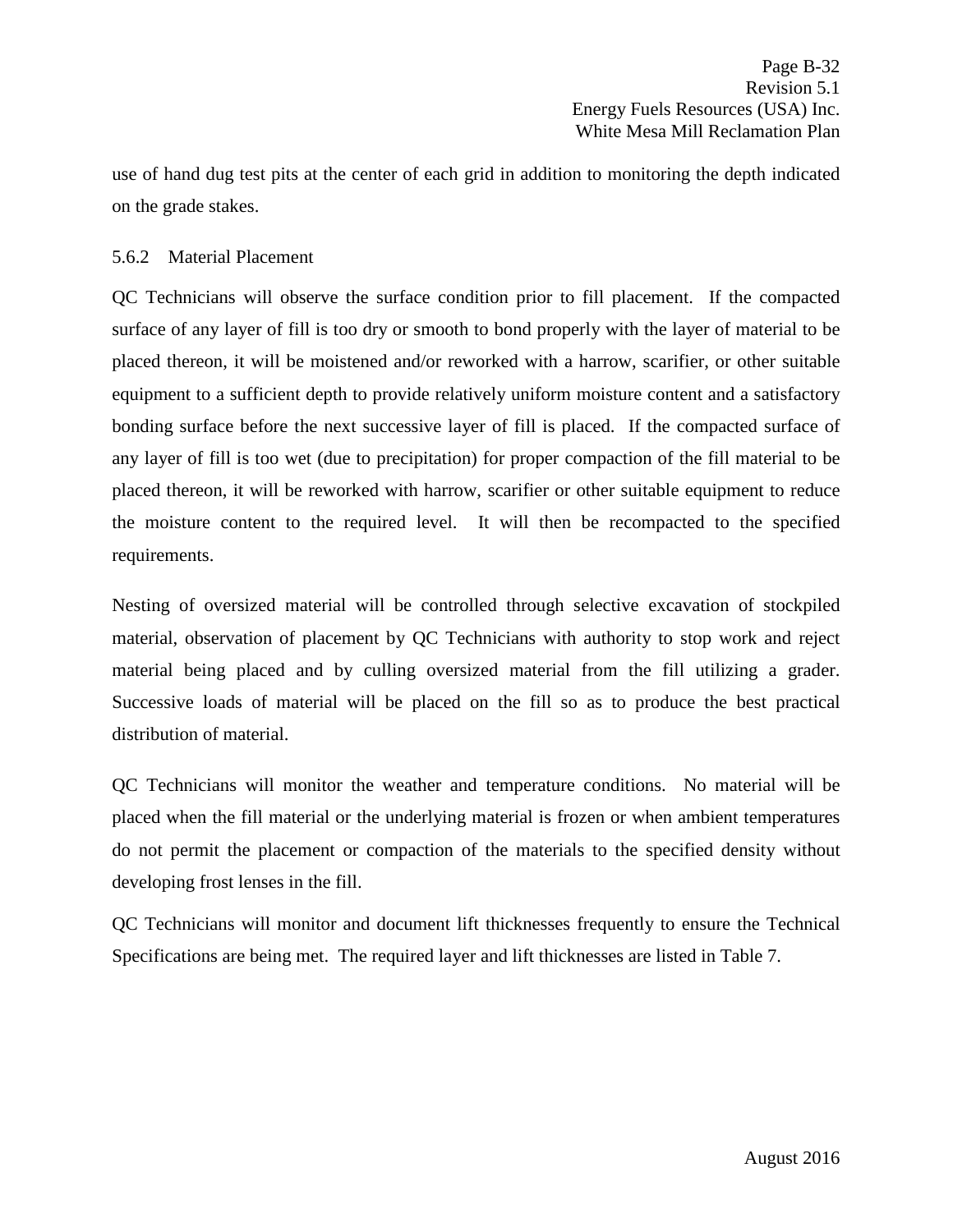use of hand dug test pits at the center of each grid in addition to monitoring the depth indicated on the grade stakes.

### 5.6.2 Material Placement

QC Technicians will observe the surface condition prior to fill placement. If the compacted surface of any layer of fill is too dry or smooth to bond properly with the layer of material to be placed thereon, it will be moistened and/or reworked with a harrow, scarifier, or other suitable equipment to a sufficient depth to provide relatively uniform moisture content and a satisfactory bonding surface before the next successive layer of fill is placed. If the compacted surface of any layer of fill is too wet (due to precipitation) for proper compaction of the fill material to be placed thereon, it will be reworked with harrow, scarifier or other suitable equipment to reduce the moisture content to the required level. It will then be recompacted to the specified requirements.

Nesting of oversized material will be controlled through selective excavation of stockpiled material, observation of placement by QC Technicians with authority to stop work and reject material being placed and by culling oversized material from the fill utilizing a grader. Successive loads of material will be placed on the fill so as to produce the best practical distribution of material.

QC Technicians will monitor the weather and temperature conditions. No material will be placed when the fill material or the underlying material is frozen or when ambient temperatures do not permit the placement or compaction of the materials to the specified density without developing frost lenses in the fill.

QC Technicians will monitor and document lift thicknesses frequently to ensure the Technical Specifications are being met. The required layer and lift thicknesses are listed in Table 7.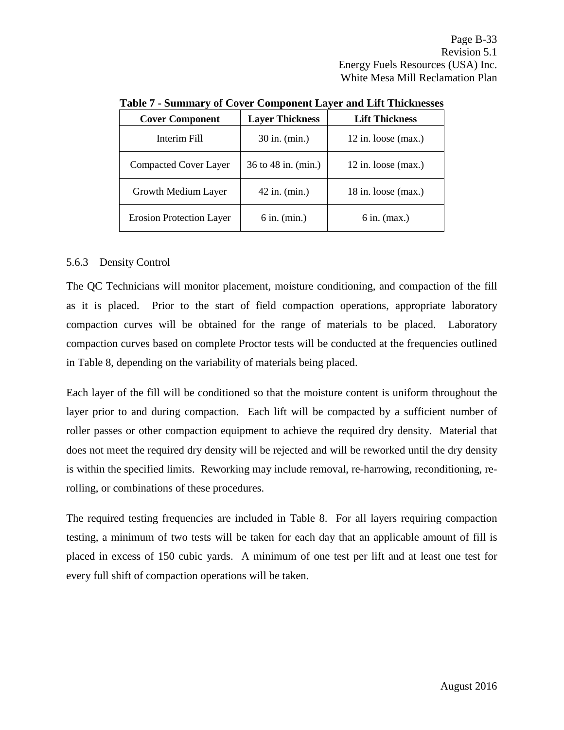**Table 7 - Summary of Cover Component Layer and Lift Thicknesses**

| Cover Component | Layer Thickness | Lift Thickness |
|---|---|---|
| Interim Fill | 30 in. (min.) | 12 in. loose (max.) |
| Compacted Cover Layer | 36 to 48 in. (min.) | 12 in. loose (max.) |
| Growth Medium Layer | 42 in. (min.) | 18 in. loose (max.) |
| Erosion Protection Layer | 6 in. (min.) | 6 in. (max.) |

### 5.6.3 Density Control

The QC Technicians will monitor placement, moisture conditioning, and compaction of the fill as it is placed. Prior to the start of field compaction operations, appropriate laboratory compaction curves will be obtained for the range of materials to be placed. Laboratory compaction curves based on complete Proctor tests will be conducted at the frequencies outlined in Table 8, depending on the variability of materials being placed.

Each layer of the fill will be conditioned so that the moisture content is uniform throughout the layer prior to and during compaction. Each lift will be compacted by a sufficient number of roller passes or other compaction equipment to achieve the required dry density. Material that does not meet the required dry density will be rejected and will be reworked until the dry density is within the specified limits. Reworking may include removal, re-harrowing, reconditioning, re-rolling, or combinations of these procedures.

The required testing frequencies are included in Table 8. For all layers requiring compaction testing, a minimum of two tests will be taken for each day that an applicable amount of fill is placed in excess of 150 cubic yards. A minimum of one test per lift and at least one test for every full shift of compaction operations will be taken.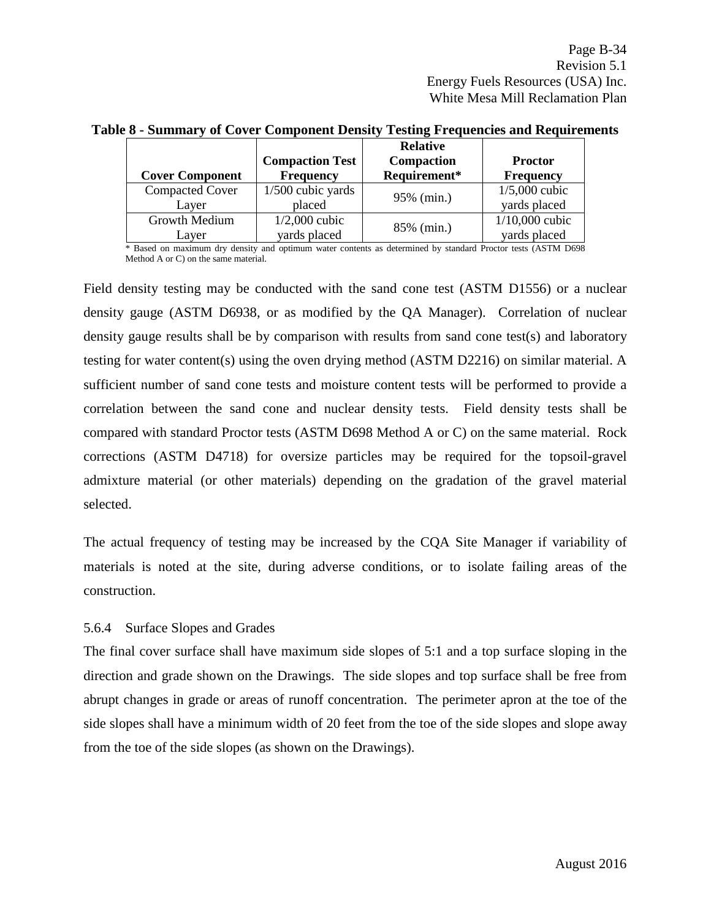**Table 8 - Summary of Cover Component Density Testing Frequencies and Requirements**

| Cover Component | Compaction Test Frequency | Relative Compaction Requirement* | Proctor Frequency |
|---|---|---|---|
| Compacted Cover Layer | 1/500 cubic yards placed | 95% (min.) | 1/5,000 cubic yards placed |
| Growth Medium Layer | 1/2,000 cubic yards placed | 85% (min.) | 1/10,000 cubic yards placed |

* Based on maximum dry density and optimum water contents as determined by standard Proctor tests (ASTM D698 Method A or C) on the same material.

Field density testing may be conducted with the sand cone test (ASTM D1556) or a nuclear density gauge (ASTM D6938, or as modified by the QA Manager). Correlation of nuclear density gauge results shall be by comparison with results from sand cone test(s) and laboratory testing for water content(s) using the oven drying method (ASTM D2216) on similar material. A sufficient number of sand cone tests and moisture content tests will be performed to provide a correlation between the sand cone and nuclear density tests. Field density tests shall be compared with standard Proctor tests (ASTM D698 Method A or C) on the same material. Rock corrections (ASTM D4718) for oversize particles may be required for the topsoil-gravel admixture material (or other materials) depending on the gradation of the gravel material selected.

The actual frequency of testing may be increased by the CQA Site Manager if variability of materials is noted at the site, during adverse conditions, or to isolate failing areas of the construction.

### 5.6.4 Surface Slopes and Grades

The final cover surface shall have maximum side slopes of 5:1 and a top surface sloping in the direction and grade shown on the Drawings. The side slopes and top surface shall be free from abrupt changes in grade or areas of runoff concentration. The perimeter apron at the toe of the side slopes shall have a minimum width of 20 feet from the toe of the side slopes and slope away from the toe of the side slopes (as shown on the Drawings).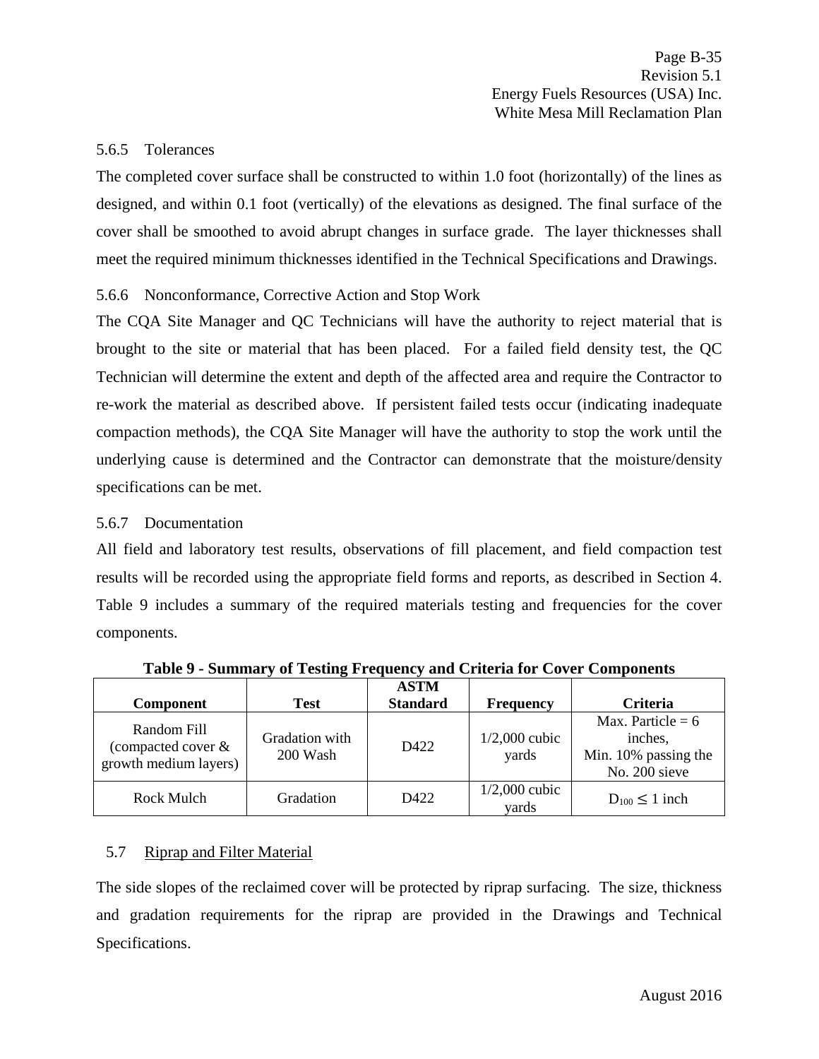### 5.6.5 Tolerances

The completed cover surface shall be constructed to within 1.0 foot (horizontally) of the lines as designed, and within 0.1 foot (vertically) of the elevations as designed. The final surface of the cover shall be smoothed to avoid abrupt changes in surface grade. The layer thicknesses shall meet the required minimum thicknesses identified in the Technical Specifications and Drawings.

### 5.6.6 Nonconformance, Corrective Action and Stop Work

The CQA Site Manager and QC Technicians will have the authority to reject material that is brought to the site or material that has been placed. For a failed field density test, the QC Technician will determine the extent and depth of the affected area and require the Contractor to re-work the material as described above. If persistent failed tests occur (indicating inadequate compaction methods), the CQA Site Manager will have the authority to stop the work until the underlying cause is determined and the Contractor can demonstrate that the moisture/density specifications can be met.

### 5.6.7 Documentation

All field and laboratory test results, observations of fill placement, and field compaction test results will be recorded using the appropriate field forms and reports, as described in Section 4. Table 9 includes a summary of the required materials testing and frequencies for the cover components.

**Table 9 - Summary of Testing Frequency and Criteria for Cover Components**

| Component | Test | ASTM Standard | Frequency | Criteria |
|---|---|---|---|---|
| Random Fill (compacted cover & growth medium layers) | Gradation with 200 Wash | D422 | 1/2,000 cubic yards | Max. Particle = 6 inches, Min. 10% passing the No. 200 sieve |
| Rock Mulch | Gradation | D422 | 1/2,000 cubic yards | $D_{100} \leq 1$ inch |

## 5.7 Riprap and Filter Material

The side slopes of the reclaimed cover will be protected by riprap surfacing. The size, thickness and gradation requirements for the riprap are provided in the Drawings and Technical Specifications.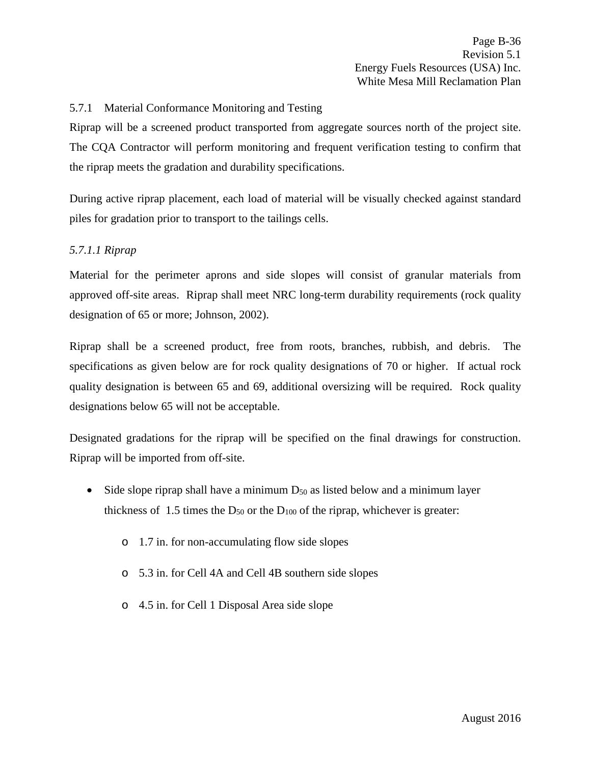### 5.7.1 Material Conformance Monitoring and Testing

Riprap will be a screened product transported from aggregate sources north of the project site. The CQA Contractor will perform monitoring and frequent verification testing to confirm that the riprap meets the gradation and durability specifications.

During active riprap placement, each load of material will be visually checked against standard piles for gradation prior to transport to the tailings cells.

#### *5.7.1.1 Riprap*

Material for the perimeter aprons and side slopes will consist of granular materials from approved off-site areas. Riprap shall meet NRC long-term durability requirements (rock quality designation of 65 or more; Johnson, 2002).

Riprap shall be a screened product, free from roots, branches, rubbish, and debris. The specifications as given below are for rock quality designations of 70 or higher. If actual rock quality designation is between 65 and 69, additional oversizing will be required. Rock quality designations below 65 will not be acceptable.

Designated gradations for the riprap will be specified on the final drawings for construction. Riprap will be imported from off-site.

- Side slope riprap shall have a minimum $D_{50}$ as listed below and a minimum layer thickness of 1.5 times the $D_{50}$ or the $D_{100}$ of the riprap, whichever is greater:
  - 1.7 in. for non-accumulating flow side slopes
  - 5.3 in. for Cell 4A and Cell 4B southern side slopes
  - 4.5 in. for Cell 1 Disposal Area side slope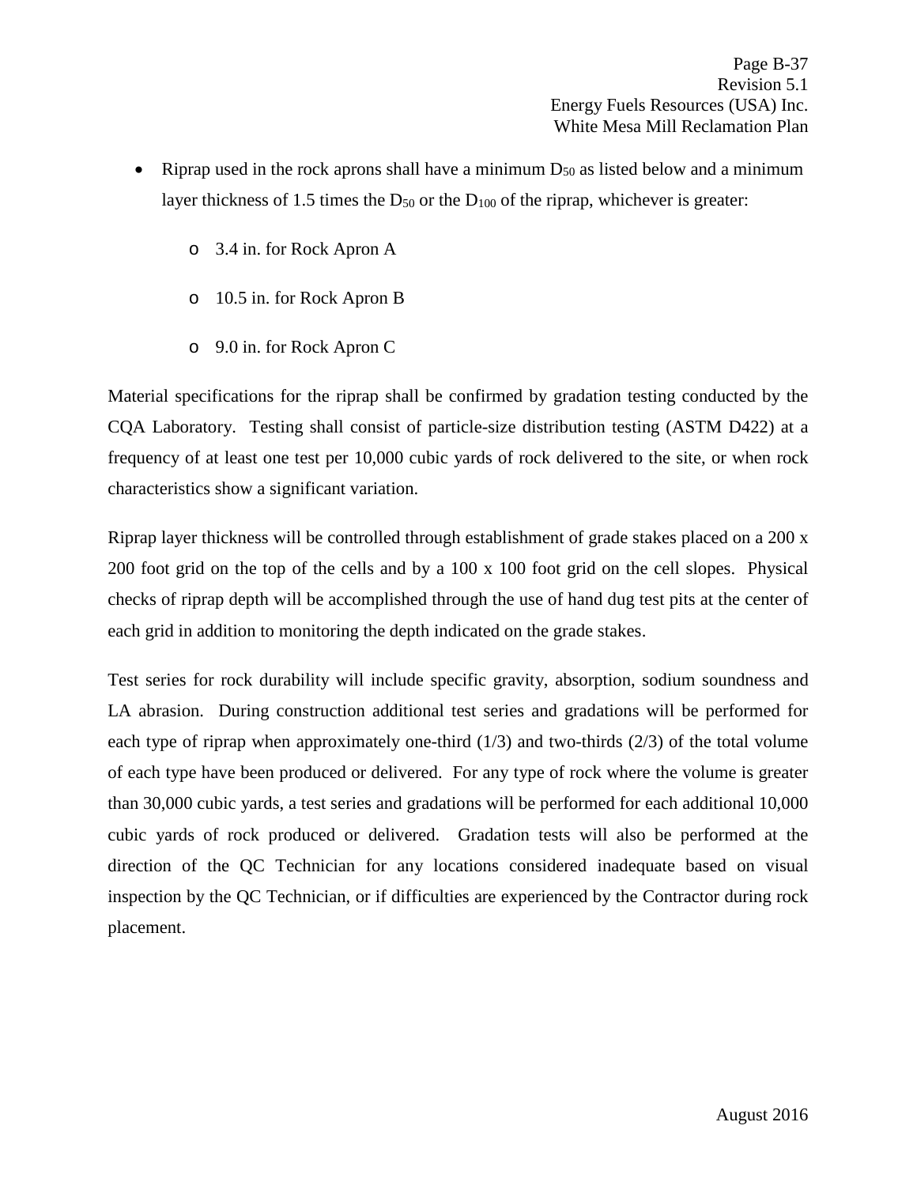- Riprap used in the rock aprons shall have a minimum $D_{50}$ as listed below and a minimum layer thickness of 1.5 times the $D_{50}$ or the $D_{100}$ of the riprap, whichever is greater:
  - 3.4 in. for Rock Apron A
  - 10.5 in. for Rock Apron B
  - 9.0 in. for Rock Apron C

Material specifications for the riprap shall be confirmed by gradation testing conducted by the CQA Laboratory. Testing shall consist of particle-size distribution testing (ASTM D422) at a frequency of at least one test per 10,000 cubic yards of rock delivered to the site, or when rock characteristics show a significant variation.

Riprap layer thickness will be controlled through establishment of grade stakes placed on a 200 x 200 foot grid on the top of the cells and by a 100 x 100 foot grid on the cell slopes. Physical checks of riprap depth will be accomplished through the use of hand dug test pits at the center of each grid in addition to monitoring the depth indicated on the grade stakes.

Test series for rock durability will include specific gravity, absorption, sodium soundness and LA abrasion. During construction additional test series and gradations will be performed for each type of riprap when approximately one-third (1/3) and two-thirds (2/3) of the total volume of each type have been produced or delivered. For any type of rock where the volume is greater than 30,000 cubic yards, a test series and gradations will be performed for each additional 10,000 cubic yards of rock produced or delivered. Gradation tests will also be performed at the direction of the QC Technician for any locations considered inadequate based on visual inspection by the QC Technician, or if difficulties are experienced by the Contractor during rock placement.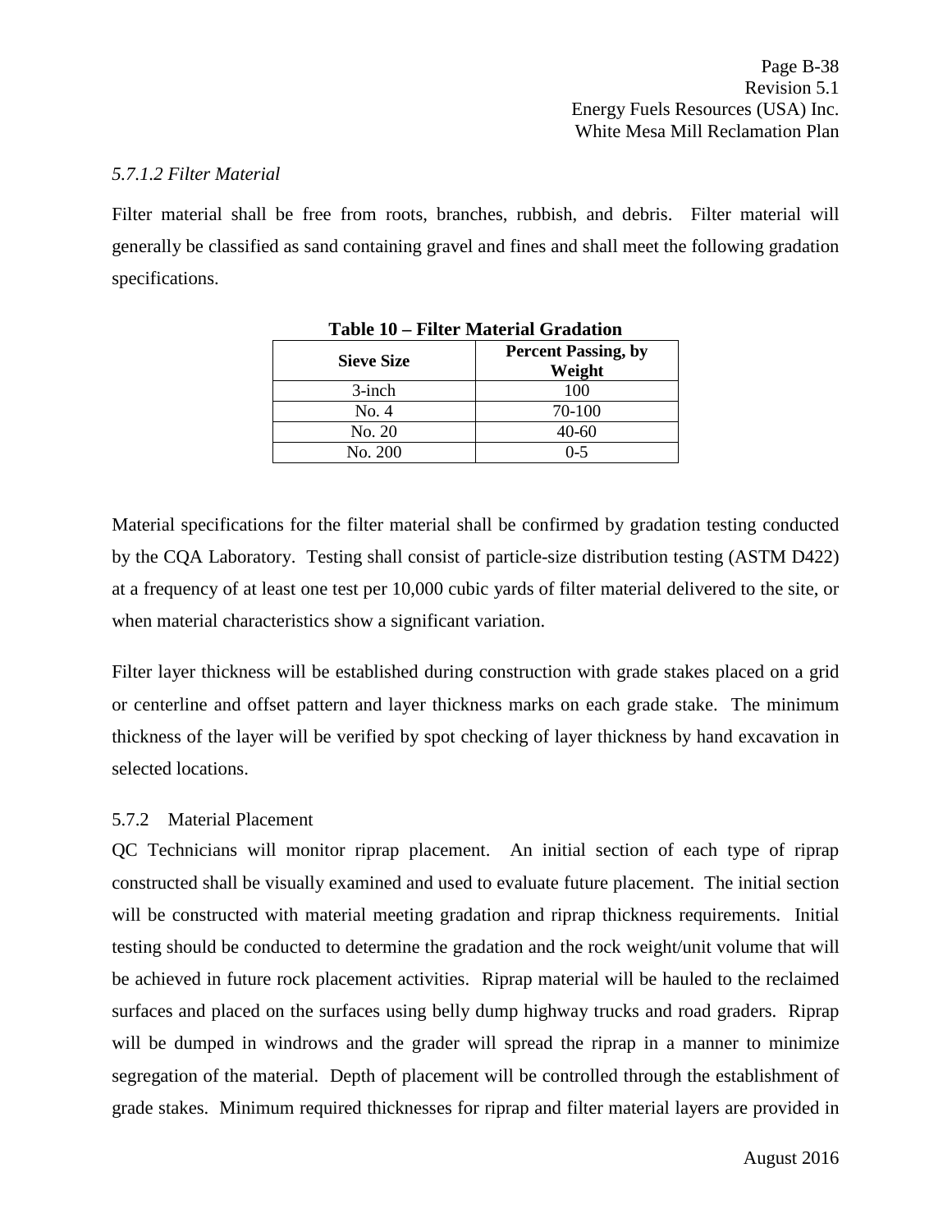#### *5.7.1.2 Filter Material*

Filter material shall be free from roots, branches, rubbish, and debris. Filter material will generally be classified as sand containing gravel and fines and shall meet the following gradation specifications.

**Table 10 – Filter Material Gradation**

| Sieve Size | Percent Passing, by Weight |
|---|---|
| 3-inch | 100 |
| No. 4 | 70-100 |
| No. 20 | 40-60 |
| No. 200 | 0-5 |

Material specifications for the filter material shall be confirmed by gradation testing conducted by the CQA Laboratory. Testing shall consist of particle-size distribution testing (ASTM D422) at a frequency of at least one test per 10,000 cubic yards of filter material delivered to the site, or when material characteristics show a significant variation.

Filter layer thickness will be established during construction with grade stakes placed on a grid or centerline and offset pattern and layer thickness marks on each grade stake. The minimum thickness of the layer will be verified by spot checking of layer thickness by hand excavation in selected locations.

### 5.7.2 Material Placement

QC Technicians will monitor riprap placement. An initial section of each type of riprap constructed shall be visually examined and used to evaluate future placement. The initial section will be constructed with material meeting gradation and riprap thickness requirements. Initial testing should be conducted to determine the gradation and the rock weight/unit volume that will be achieved in future rock placement activities. Riprap material will be hauled to the reclaimed surfaces and placed on the surfaces using belly dump highway trucks and road graders. Riprap will be dumped in windrows and the grader will spread the riprap in a manner to minimize segregation of the material. Depth of placement will be controlled through the establishment of grade stakes. Minimum required thicknesses for riprap and filter material layers are provided in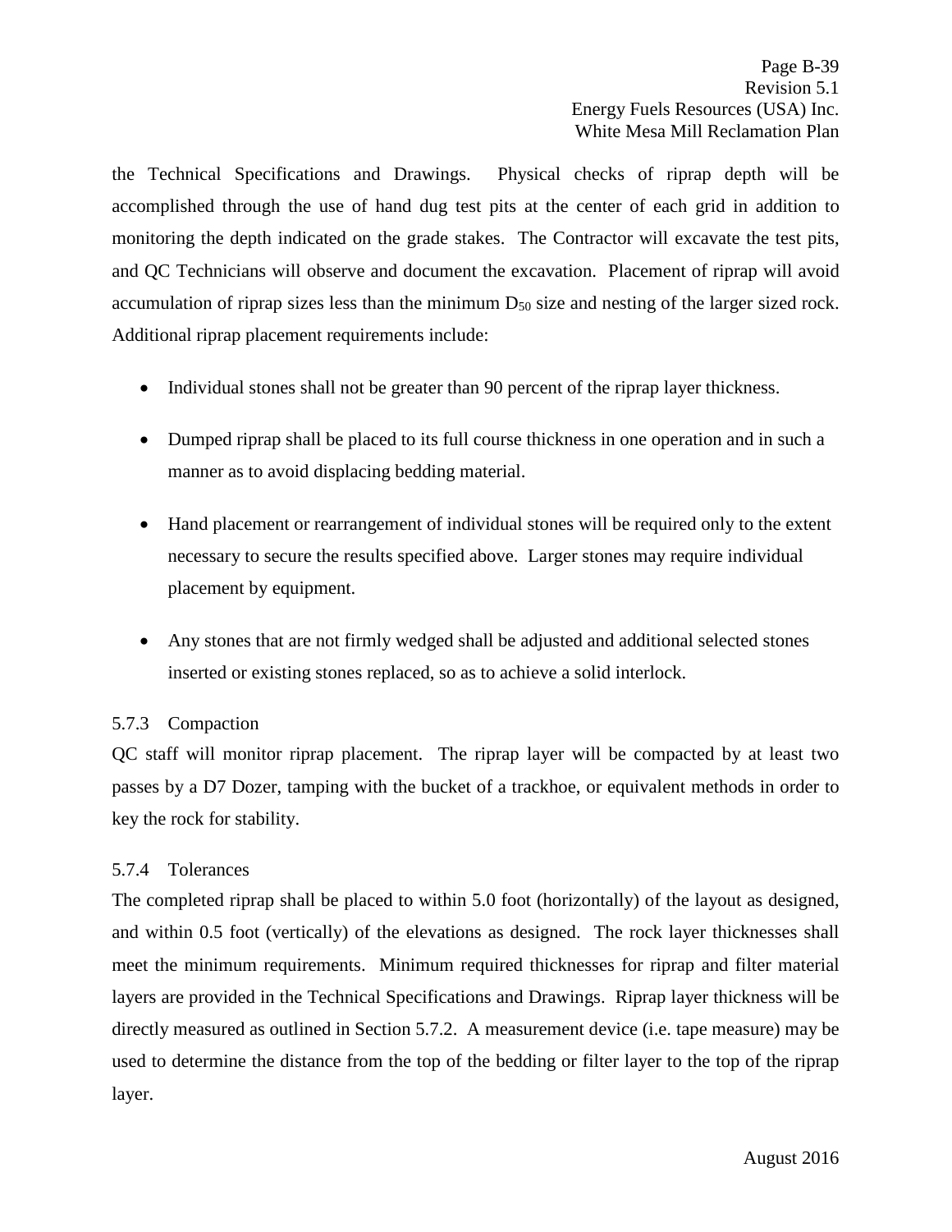the Technical Specifications and Drawings. Physical checks of riprap depth will be accomplished through the use of hand dug test pits at the center of each grid in addition to monitoring the depth indicated on the grade stakes. The Contractor will excavate the test pits, and QC Technicians will observe and document the excavation. Placement of riprap will avoid accumulation of riprap sizes less than the minimum $D_{50}$ size and nesting of the larger sized rock. Additional riprap placement requirements include:

- Individual stones shall not be greater than 90 percent of the riprap layer thickness.
- Dumped riprap shall be placed to its full course thickness in one operation and in such a manner as to avoid displacing bedding material.
- Hand placement or rearrangement of individual stones will be required only to the extent necessary to secure the results specified above. Larger stones may require individual placement by equipment.
- Any stones that are not firmly wedged shall be adjusted and additional selected stones inserted or existing stones replaced, so as to achieve a solid interlock.

#### 5.7.3 Compaction

QC staff will monitor riprap placement. The riprap layer will be compacted by at least two passes by a D7 Dozer, tamping with the bucket of a trackhoe, or equivalent methods in order to key the rock for stability.

#### 5.7.4 Tolerances

The completed riprap shall be placed to within 5.0 foot (horizontally) of the layout as designed, and within 0.5 foot (vertically) of the elevations as designed. The rock layer thicknesses shall meet the minimum requirements. Minimum required thicknesses for riprap and filter material layers are provided in the Technical Specifications and Drawings. Riprap layer thickness will be directly measured as outlined in Section 5.7.2. A measurement device (i.e. tape measure) may be used to determine the distance from the top of the bedding or filter layer to the top of the riprap layer.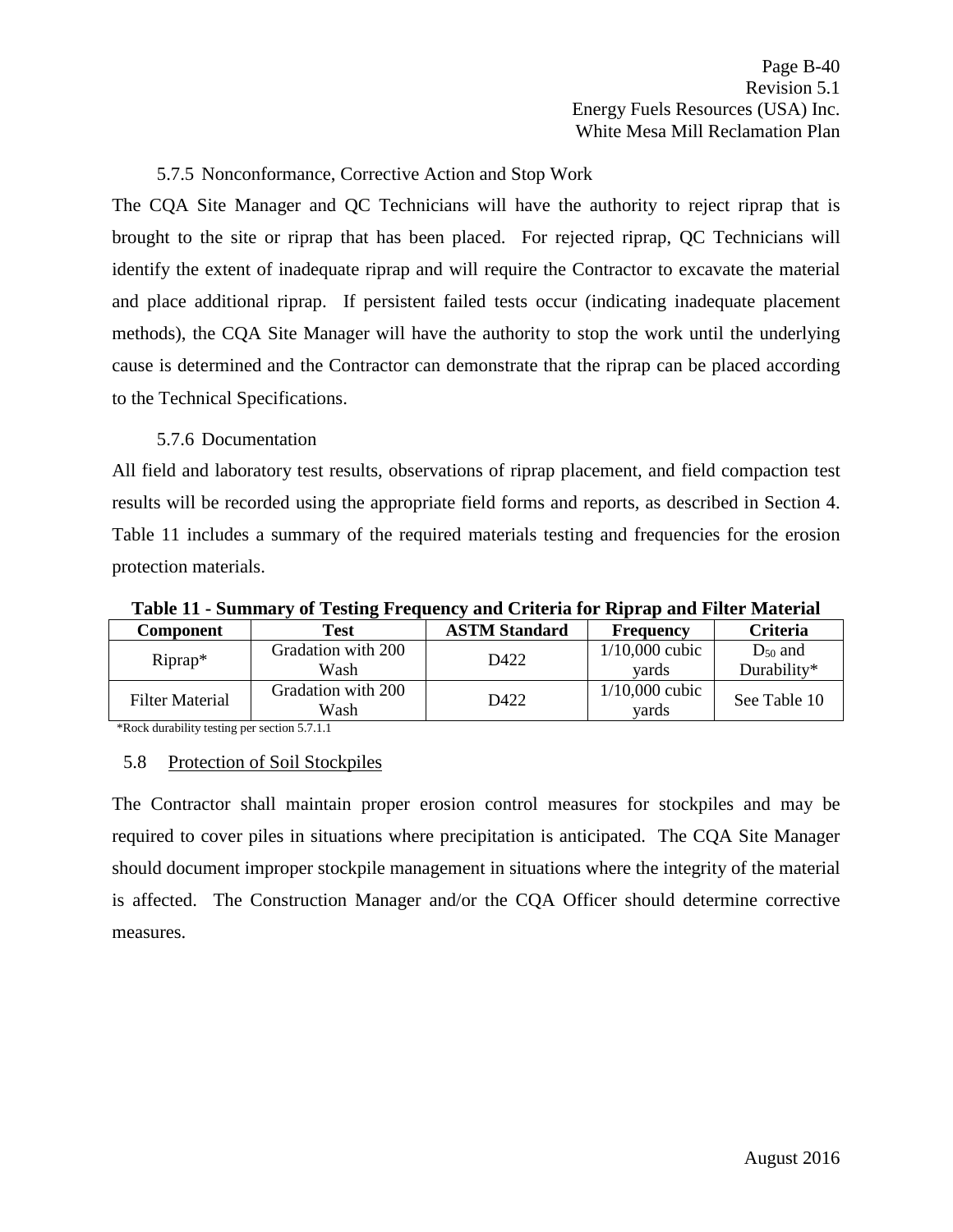#### 5.7.5 Nonconformance, Corrective Action and Stop Work

The CQA Site Manager and QC Technicians will have the authority to reject riprap that is brought to the site or riprap that has been placed. For rejected riprap, QC Technicians will identify the extent of inadequate riprap and will require the Contractor to excavate the material and place additional riprap. If persistent failed tests occur (indicating inadequate placement methods), the CQA Site Manager will have the authority to stop the work until the underlying cause is determined and the Contractor can demonstrate that the riprap can be placed according to the Technical Specifications.

#### 5.7.6 Documentation

All field and laboratory test results, observations of riprap placement, and field compaction test results will be recorded using the appropriate field forms and reports, as described in Section 4. Table 11 includes a summary of the required materials testing and frequencies for the erosion protection materials.

**Table 11 - Summary of Testing Frequency and Criteria for Riprap and Filter Material**

| Component | Test | ASTM Standard | Frequency | Criteria |
|---|---|---|---|---|
| Riprap* | Gradation with 200 Wash | D422 | 1/10,000 cubic yards | $D_{50}$ and Durability* |
| Filter Material | Gradation with 200 Wash | D422 | 1/10,000 cubic yards | See Table 10 |

*Rock durability testing per section 5.7.1.1

### 5.8 Protection of Soil Stockpiles

The Contractor shall maintain proper erosion control measures for stockpiles and may be required to cover piles in situations where precipitation is anticipated. The CQA Site Manager should document improper stockpile management in situations where the integrity of the material is affected. The Construction Manager and/or the CQA Officer should determine corrective measures.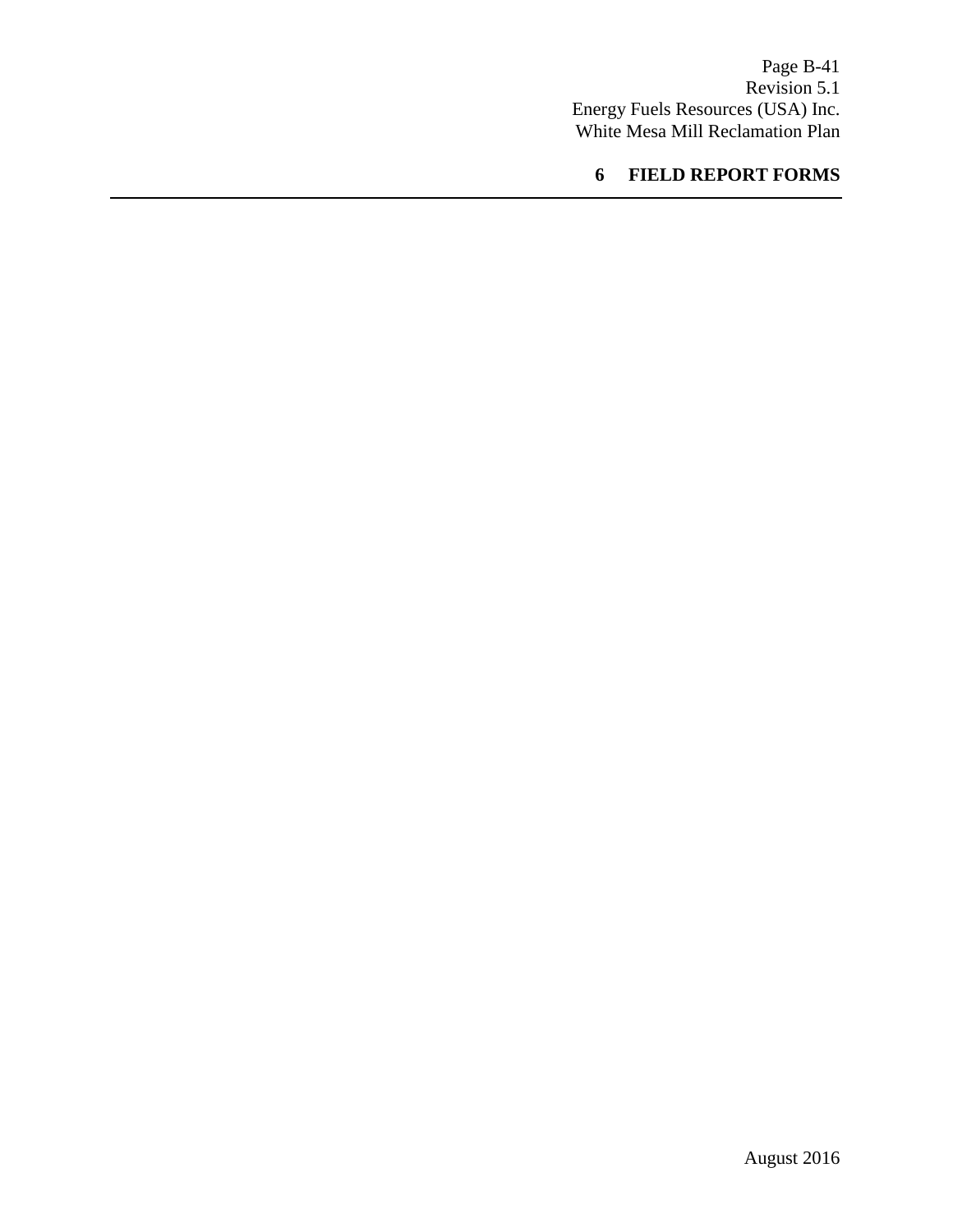# 6 FIELD REPORT FORMS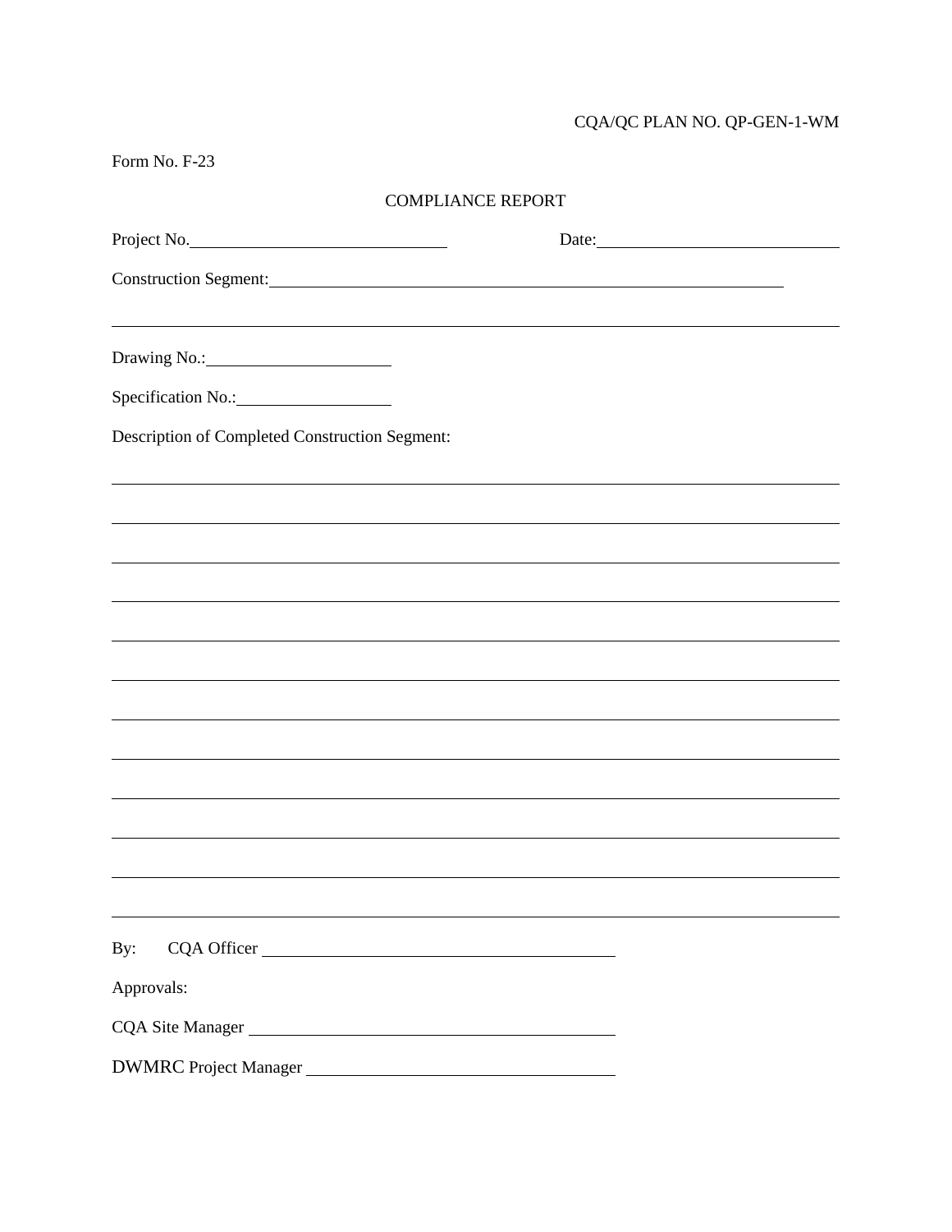CQA/QC PLAN NO. QP-GEN-1-WM

Form No. F-23

COMPLIANCE REPORT

Project No.______________________________ Date:______________________________

Construction Segment:________________________________________________________________

______________________________________________________________________________

Drawing No.:______________________

Specification No.:__________________

Description of Completed Construction Segment:

______________________________________________________________________________

______________________________________________________________________________

______________________________________________________________________________

______________________________________________________________________________

______________________________________________________________________________

______________________________________________________________________________

______________________________________________________________________________

______________________________________________________________________________

______________________________________________________________________________

______________________________________________________________________________

______________________________________________________________________________

______________________________________________________________________________

By: CQA Officer __________________________________________

Approvals:

CQA Site Manager __________________________________________

DWMRC Project Manager ____________________________________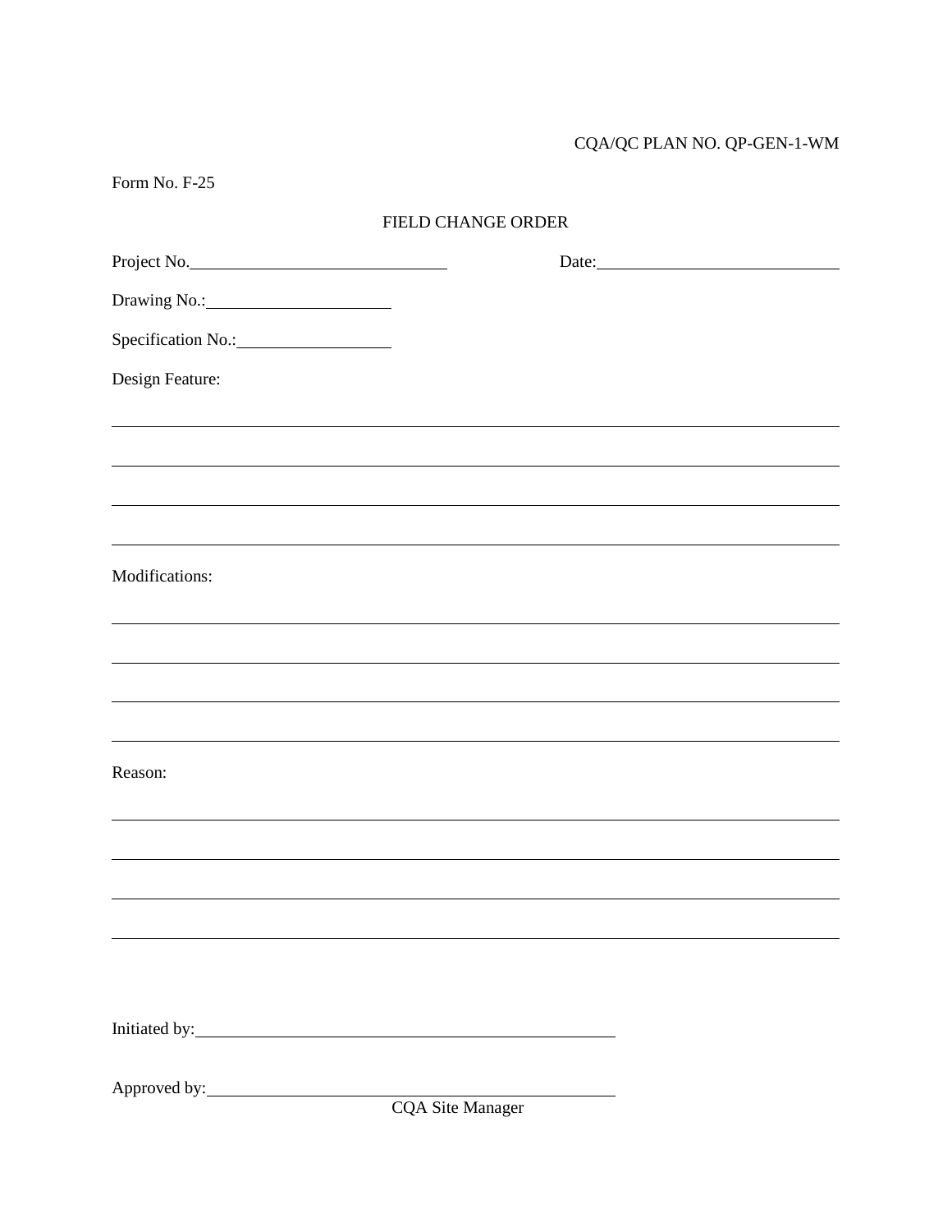CQA/QC PLAN NO. QP-GEN-1-WM

Form No. F-25

## FIELD CHANGE ORDER

Project No.______________________________ Date:____________________________

Drawing No.:_____________________

Specification No.:__________________

Design Feature:

___________________________________________________________________________

___________________________________________________________________________

___________________________________________________________________________

___________________________________________________________________________

Modifications:

___________________________________________________________________________

___________________________________________________________________________

___________________________________________________________________________

___________________________________________________________________________

Reason:

___________________________________________________________________________

___________________________________________________________________________

___________________________________________________________________________

___________________________________________________________________________

Initiated by:__________________________________________________

Approved by:__________________________________________________
CQA Site Manager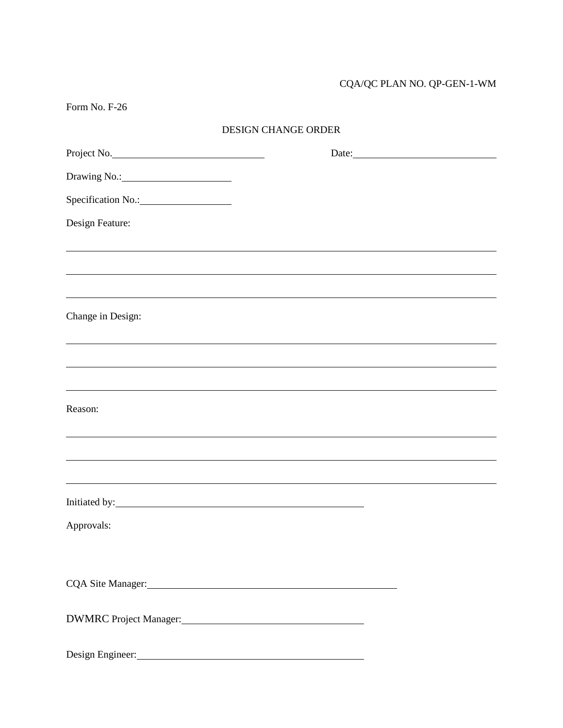CQA/QC PLAN NO. QP-GEN-1-WM

Form No. F-26

DESIGN CHANGE ORDER

Project No.______________________________ Date:____________________________

Drawing No.:_____________________

Specification No.:__________________

Design Feature:

_______________________________________________________________________________

_______________________________________________________________________________

_______________________________________________________________________________

Change in Design:

_______________________________________________________________________________

_______________________________________________________________________________

_______________________________________________________________________________

Reason:

_______________________________________________________________________________

_______________________________________________________________________________

_______________________________________________________________________________

Initiated by:__________________________________________________

Approvals:

CQA Site Manager:__________________________________________________

DWMRC Project Manager:____________________________________

Design Engineer:______________________________________________